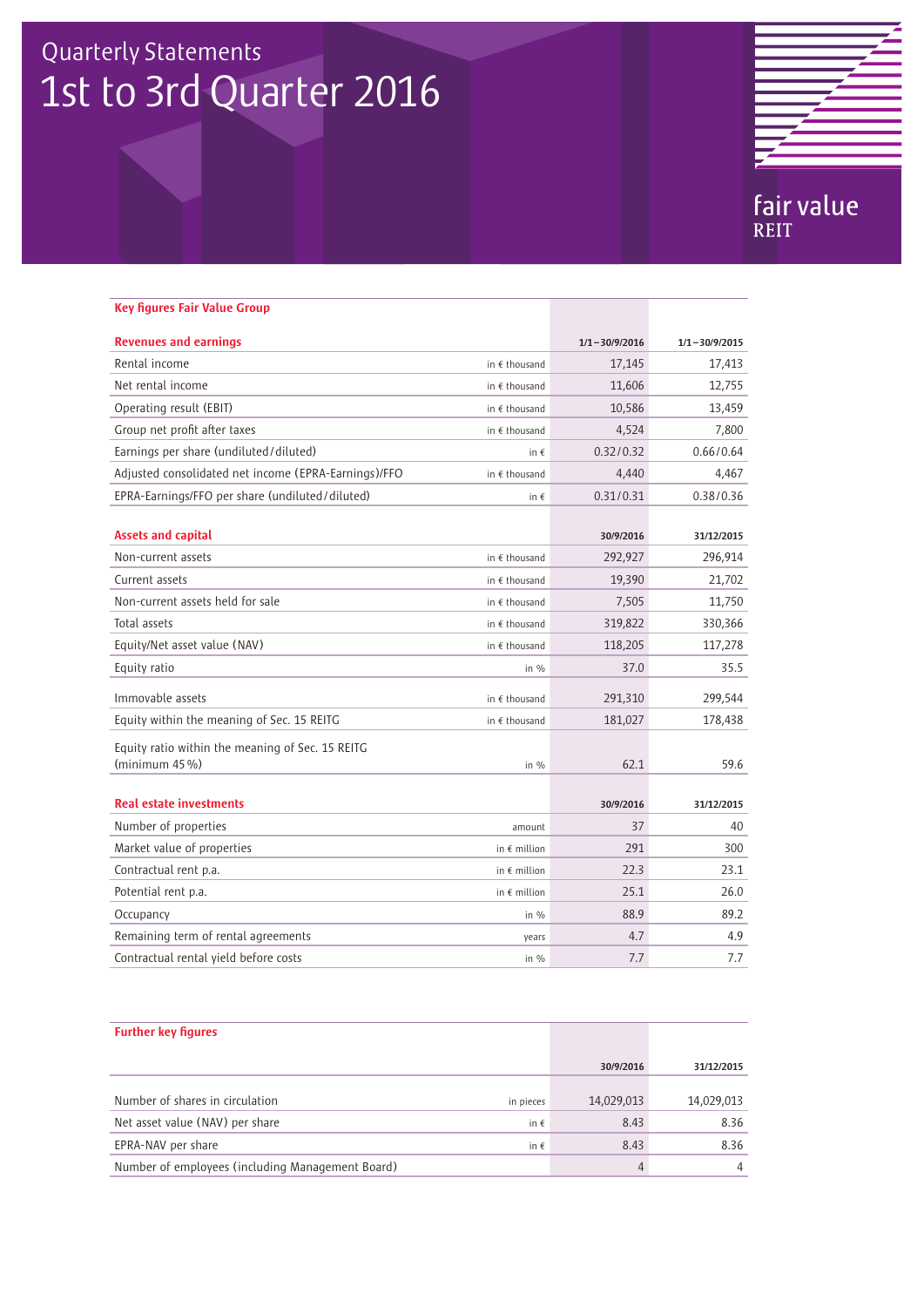# Quarterly Statements
# 1st to 3rd Quarter 2016

fair value REIT

## Key figures Fair Value Group

| Revenues and earnings | | 1/1–30/9/2016 | 1/1–30/9/2015 |
|---|---|---|---|
| Rental income | in € thousand | 17,145 | 17,413 |
| Net rental income | in € thousand | 11,606 | 12,755 |
| Operating result (EBIT) | in € thousand | 10,586 | 13,459 |
| Group net profit after taxes | in € thousand | 4,524 | 7,800 |
| Earnings per share (undiluted/diluted) | in € | 0.32/0.32 | 0.66/0.64 |
| Adjusted consolidated net income (EPRA-Earnings)/FFO | in € thousand | 4,440 | 4,467 |
| EPRA-Earnings/FFO per share (undiluted/diluted) | in € | 0.31/0.31 | 0.38/0.36 |

| Assets and capital | | 30/9/2016 | 31/12/2015 |
|---|---|---|---|
| Non-current assets | in € thousand | 292,927 | 296,914 |
| Current assets | in € thousand | 19,390 | 21,702 |
| Non-current assets held for sale | in € thousand | 7,505 | 11,750 |
| Total assets | in € thousand | 319,822 | 330,366 |
| Equity/Net asset value (NAV) | in € thousand | 118,205 | 117,278 |
| Equity ratio | in % | 37.0 | 35.5 |
| Immovable assets | in € thousand | 291,310 | 299,544 |
| Equity within the meaning of Sec. 15 REITG | in € thousand | 181,027 | 178,438 |
| Equity ratio within the meaning of Sec. 15 REITG (minimum 45 %) | in % | 62.1 | 59.6 |

| Real estate investments | | 30/9/2016 | 31/12/2015 |
|---|---|---|---|
| Number of properties | amount | 37 | 40 |
| Market value of properties | in € million | 291 | 300 |
| Contractual rent p.a. | in € million | 22.3 | 23.1 |
| Potential rent p.a. | in € million | 25.1 | 26.0 |
| Occupancy | in % | 88.9 | 89.2 |
| Remaining term of rental agreements | years | 4.7 | 4.9 |
| Contractual rental yield before costs | in % | 7.7 | 7.7 |

## Further key figures

| | | 30/9/2016 | 31/12/2015 |
|---|---|---|---|
| Number of shares in circulation | in pieces | 14,029,013 | 14,029,013 |
| Net asset value (NAV) per share | in € | 8.43 | 8.36 |
| EPRA-NAV per share | in € | 8.43 | 8.36 |
| Number of employees (including Management Board) | | 4 | 4 |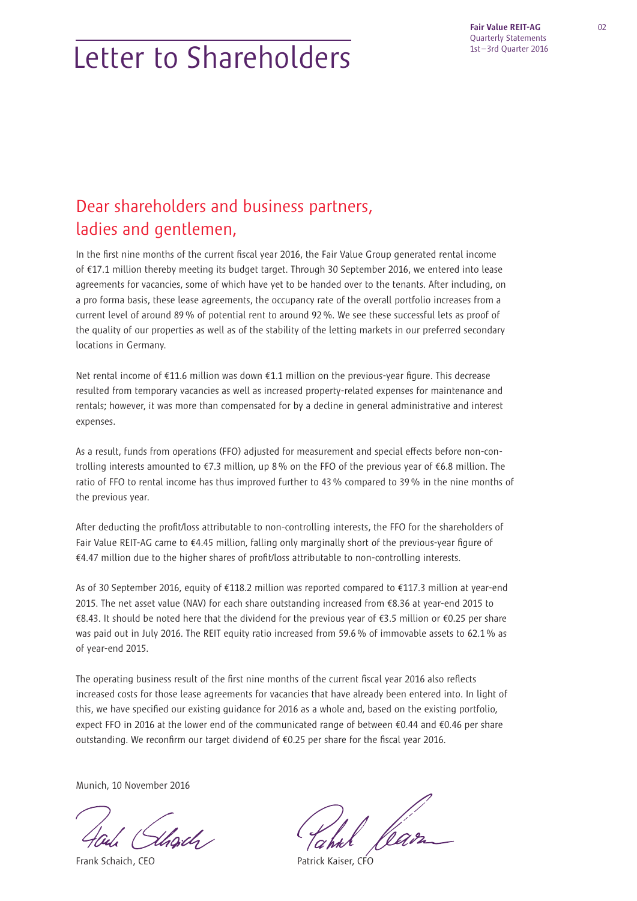# Letter to Shareholders

## Dear shareholders and business partners, ladies and gentlemen,

In the first nine months of the current fiscal year 2016, the Fair Value Group generated rental income of €17.1 million thereby meeting its budget target. Through 30 September 2016, we entered into lease agreements for vacancies, some of which have yet to be handed over to the tenants. After including, on a pro forma basis, these lease agreements, the occupancy rate of the overall portfolio increases from a current level of around 89 % of potential rent to around 92 %. We see these successful lets as proof of the quality of our properties as well as of the stability of the letting markets in our preferred secondary locations in Germany.

Net rental income of €11.6 million was down €1.1 million on the previous-year figure. This decrease resulted from temporary vacancies as well as increased property-related expenses for maintenance and rentals; however, it was more than compensated for by a decline in general administrative and interest expenses.

As a result, funds from operations (FFO) adjusted for measurement and special effects before non-controlling interests amounted to €7.3 million, up 8 % on the FFO of the previous year of €6.8 million. The ratio of FFO to rental income has thus improved further to 43 % compared to 39 % in the nine months of the previous year.

After deducting the profit/loss attributable to non-controlling interests, the FFO for the shareholders of Fair Value REIT-AG came to €4.45 million, falling only marginally short of the previous-year figure of €4.47 million due to the higher shares of profit/loss attributable to non-controlling interests.

As of 30 September 2016, equity of €118.2 million was reported compared to €117.3 million at year-end 2015. The net asset value (NAV) for each share outstanding increased from €8.36 at year-end 2015 to €8.43. It should be noted here that the dividend for the previous year of €3.5 million or €0.25 per share was paid out in July 2016. The REIT equity ratio increased from 59.6 % of immovable assets to 62.1 % as of year-end 2015.

The operating business result of the first nine months of the current fiscal year 2016 also reflects increased costs for those lease agreements for vacancies that have already been entered into. In light of this, we have specified our existing guidance for 2016 as a whole and, based on the existing portfolio, expect FFO in 2016 at the lower end of the communicated range of between €0.44 and €0.46 per share outstanding. We reconfirm our target dividend of €0.25 per share for the fiscal year 2016.

Munich, 10 November 2016

Frank Schaich, CEO

Patrick Kaiser, CFO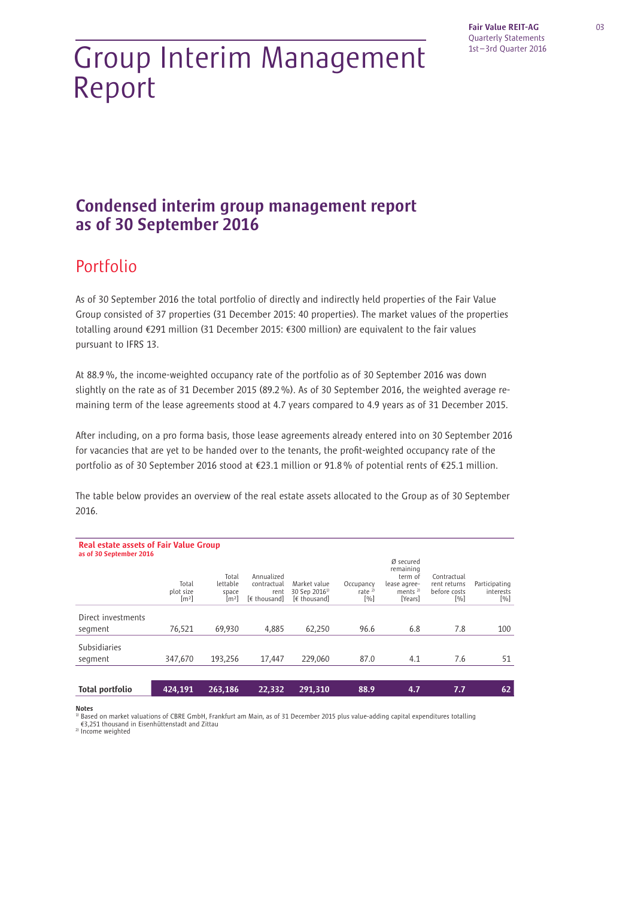# Group Interim Management Report

## Condensed interim group management report as of 30 September 2016

### Portfolio

As of 30 September 2016 the total portfolio of directly and indirectly held properties of the Fair Value Group consisted of 37 properties (31 December 2015: 40 properties). The market values of the properties totalling around €291 million (31 December 2015: €300 million) are equivalent to the fair values pursuant to IFRS 13.

At 88.9 %, the income-weighted occupancy rate of the portfolio as of 30 September 2016 was down slightly on the rate as of 31 December 2015 (89.2 %). As of 30 September 2016, the weighted average remaining term of the lease agreements stood at 4.7 years compared to 4.9 years as of 31 December 2015.

After including, on a pro forma basis, those lease agreements already entered into on 30 September 2016 for vacancies that are yet to be handed over to the tenants, the profit-weighted occupancy rate of the portfolio as of 30 September 2016 stood at €23.1 million or 91.8 % of potential rents of €25.1 million.

The table below provides an overview of the real estate assets allocated to the Group as of 30 September 2016.

**Real estate assets of Fair Value Group**
**as of 30 September 2016**

| | Total plot size [m²] | Total lettable space [m²] | Annualized contractual rent [€ thousand] | Market value 30 Sep 2016[1] [€ thousand] | Occupancy rate [2] [%] | Ø secured remaining term of lease agreements [2] [Years] | Contractual rent returns before costs [%] | Participating interests [%] |
|---|---|---|---|---|---|---|---|---|
| Direct investments segment | 76,521 | 69,930 | 4,885 | 62,250 | 96.6 | 6.8 | 7.8 | 100 |
| Subsidiaries segment | 347,670 | 193,256 | 17,447 | 229,060 | 87.0 | 4.1 | 7.6 | 51 |
| **Total portfolio** | **424,191** | **263,186** | **22,332** | **291,310** | **88.9** | **4.7** | **7.7** | **62** |

**Notes**
[1] Based on market valuations of CBRE GmbH, Frankfurt am Main, as of 31 December 2015 plus value-adding capital expenditures totalling €3,251 thousand in Eisenhüttenstadt and Zittau
[2] Income weighted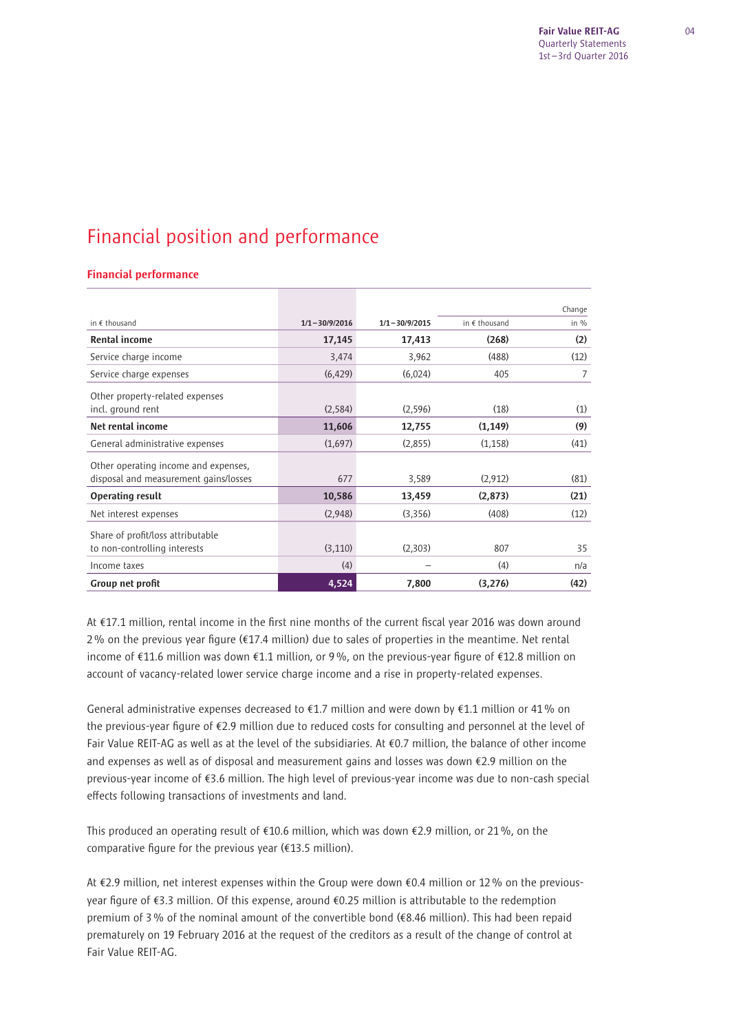# Financial position and performance

## Financial performance

| in € thousand | 1/1 – 30/9/2016 | 1/1 – 30/9/2015 | Change in € thousand | Change in % |
|---|---|---|---|---|
| **Rental income** | **17,145** | **17,413** | **(268)** | **(2)** |
| Service charge income | 3,474 | 3,962 | (488) | (12) |
| Service charge expenses | (6,429) | (6,024) | 405 | 7 |
| Other property-related expenses incl. ground rent | (2,584) | (2,596) | (18) | (1) |
| **Net rental income** | **11,606** | **12,755** | **(1,149)** | **(9)** |
| General administrative expenses | (1,697) | (2,855) | (1,158) | (41) |
| Other operating income and expenses, disposal and measurement gains/losses | 677 | 3,589 | (2,912) | (81) |
| **Operating result** | **10,586** | **13,459** | **(2,873)** | **(21)** |
| Net interest expenses | (2,948) | (3,356) | (408) | (12) |
| Share of profit/loss attributable to non-controlling interests | (3,110) | (2,303) | 807 | 35 |
| Income taxes | (4) | – | (4) | n/a |
| **Group net profit** | **4,524** | **7,800** | **(3,276)** | **(42)** |

At €17.1 million, rental income in the first nine months of the current fiscal year 2016 was down around 2 % on the previous year figure (€17.4 million) due to sales of properties in the meantime. Net rental income of €11.6 million was down €1.1 million, or 9 %, on the previous-year figure of €12.8 million on account of vacancy-related lower service charge income and a rise in property-related expenses.

General administrative expenses decreased to €1.7 million and were down by €1.1 million or 41 % on the previous-year figure of €2.9 million due to reduced costs for consulting and personnel at the level of Fair Value REIT-AG as well as at the level of the subsidiaries. At €0.7 million, the balance of other income and expenses as well as of disposal and measurement gains and losses was down €2.9 million on the previous-year income of €3.6 million. The high level of previous-year income was due to non-cash special effects following transactions of investments and land.

This produced an operating result of €10.6 million, which was down €2.9 million, or 21 %, on the comparative figure for the previous year (€13.5 million).

At €2.9 million, net interest expenses within the Group were down €0.4 million or 12 % on the previous-year figure of €3.3 million. Of this expense, around €0.25 million is attributable to the redemption premium of 3 % of the nominal amount of the convertible bond (€8.46 million). This had been repaid prematurely on 19 February 2016 at the request of the creditors as a result of the change of control at Fair Value REIT-AG.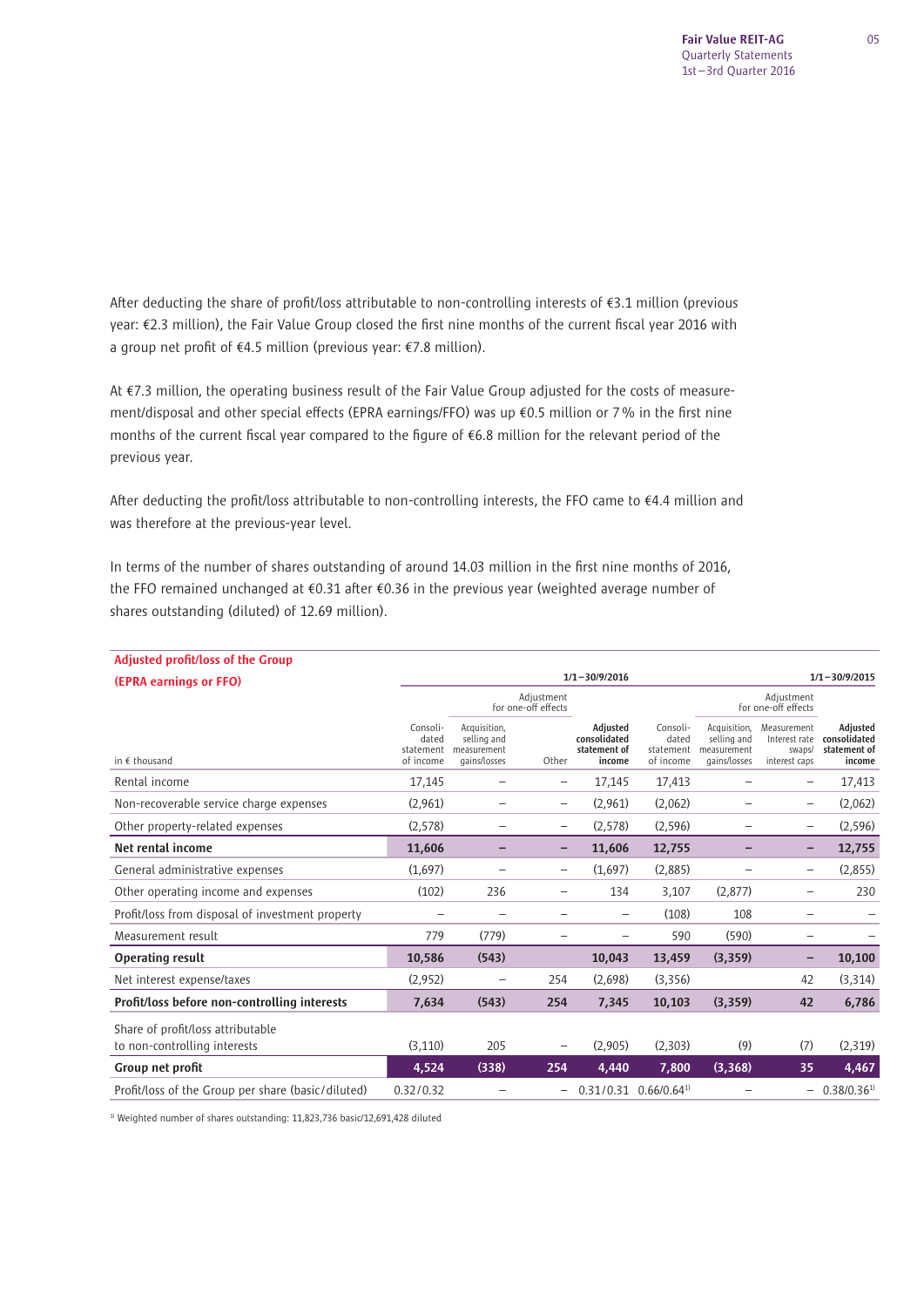After deducting the share of profit/loss attributable to non-controlling interests of €3.1 million (previous year: €2.3 million), the Fair Value Group closed the first nine months of the current fiscal year 2016 with a group net profit of €4.5 million (previous year: €7.8 million).

At €7.3 million, the operating business result of the Fair Value Group adjusted for the costs of measurement/disposal and other special effects (EPRA earnings/FFO) was up €0.5 million or 7 % in the first nine months of the current fiscal year compared to the figure of €6.8 million for the relevant period of the previous year.

After deducting the profit/loss attributable to non-controlling interests, the FFO came to €4.4 million and was therefore at the previous-year level.

In terms of the number of shares outstanding of around 14.03 million in the first nine months of 2016, the FFO remained unchanged at €0.31 after €0.36 in the previous year (weighted average number of shares outstanding (diluted) of 12.69 million).

**Adjusted profit/loss of the Group (EPRA earnings or FFO)**

| | 1/1–30/9/2016 | | | | 1/1–30/9/2015 | | | |
|---|---|---|---|---|---|---|---|---|
| | | Adjustment for one-off effects | | | | Adjustment for one-off effects | | |
| in € thousand | Consolidated statement of income | Acquisition, selling and measurement gains/losses | Other | **Adjusted consolidated statement of income** | Consolidated statement of income | Acquisition, selling and measurement gains/losses | Measurement Interest rate swaps/ interest caps | **Adjusted consolidated statement of income** |
| Rental income | 17,145 | – | – | 17,145 | 17,413 | – | – | 17,413 |
| Non-recoverable service charge expenses | (2,961) | – | – | (2,961) | (2,062) | – | – | (2,062) |
| Other property-related expenses | (2,578) | – | – | (2,578) | (2,596) | – | – | (2,596) |
| **Net rental income** | **11,606** | **–** | **–** | **11,606** | **12,755** | **–** | **–** | **12,755** |
| General administrative expenses | (1,697) | – | – | (1,697) | (2,885) | – | – | (2,855) |
| Other operating income and expenses | (102) | 236 | – | 134 | 3,107 | (2,877) | – | 230 |
| Profit/loss from disposal of investment property | – | – | – | – | (108) | 108 | – | – |
| Measurement result | 779 | (779) | – | – | 590 | (590) | – | – |
| **Operating result** | **10,586** | **(543)** | | **10,043** | **13,459** | **(3,359)** | **–** | **10,100** |
| Net interest expense/taxes | (2,952) | – | 254 | (2,698) | (3,356) | | 42 | (3,314) |
| **Profit/loss before non-controlling interests** | **7,634** | **(543)** | **254** | **7,345** | **10,103** | **(3,359)** | **42** | **6,786** |
| Share of profit/loss attributable to non-controlling interests | (3,110) | 205 | – | (2,905) | (2,303) | (9) | (7) | (2,319) |
| **Group net profit** | **4,524** | **(338)** | **254** | **4,440** | **7,800** | **(3,368)** | **35** | **4,467** |
| Profit/loss of the Group per share (basic/diluted) | 0.32/0.32 | – | – | 0.31/0.31 | 0.66/0.64[1] | – | – | 0.38/0.36[1] |

[1] Weighted number of shares outstanding: 11,823,736 basic/12,691,428 diluted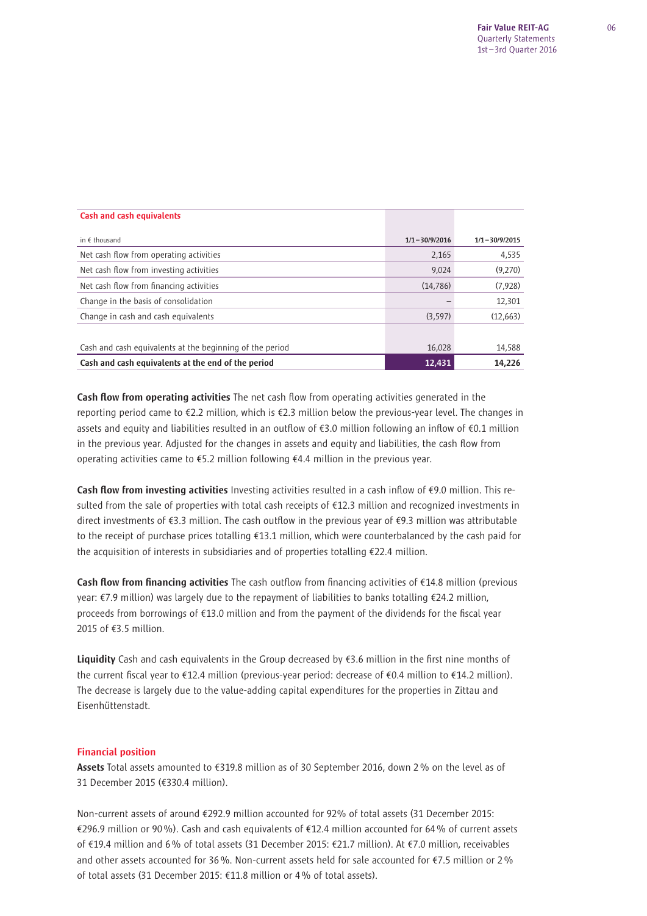| Cash and cash equivalents | | |
|---|---|---|
| in € thousand | 1/1–30/9/2016 | 1/1–30/9/2015 |
| Net cash flow from operating activities | 2,165 | 4,535 |
| Net cash flow from investing activities | 9,024 | (9,270) |
| Net cash flow from financing activities | (14,786) | (7,928) |
| Change in the basis of consolidation | – | 12,301 |
| Change in cash and cash equivalents | (3,597) | (12,663) |
| | | |
| Cash and cash equivalents at the beginning of the period | 16,028 | 14,588 |
| **Cash and cash equivalents at the end of the period** | **12,431** | **14,226** |

**Cash flow from operating activities** The net cash flow from operating activities generated in the reporting period came to €2.2 million, which is €2.3 million below the previous-year level. The changes in assets and equity and liabilities resulted in an outflow of €3.0 million following an inflow of €0.1 million in the previous year. Adjusted for the changes in assets and equity and liabilities, the cash flow from operating activities came to €5.2 million following €4.4 million in the previous year.

**Cash flow from investing activities** Investing activities resulted in a cash inflow of €9.0 million. This resulted from the sale of properties with total cash receipts of €12.3 million and recognized investments in direct investments of €3.3 million. The cash outflow in the previous year of €9.3 million was attributable to the receipt of purchase prices totalling €13.1 million, which were counterbalanced by the cash paid for the acquisition of interests in subsidiaries and of properties totalling €22.4 million.

**Cash flow from financing activities** The cash outflow from financing activities of €14.8 million (previous year: €7.9 million) was largely due to the repayment of liabilities to banks totalling €24.2 million, proceeds from borrowings of €13.0 million and from the payment of the dividends for the fiscal year 2015 of €3.5 million.

**Liquidity** Cash and cash equivalents in the Group decreased by €3.6 million in the first nine months of the current fiscal year to €12.4 million (previous-year period: decrease of €0.4 million to €14.2 million). The decrease is largely due to the value-adding capital expenditures for the properties in Zittau and Eisenhüttenstadt.

## Financial position

**Assets** Total assets amounted to €319.8 million as of 30 September 2016, down 2 % on the level as of 31 December 2015 (€330.4 million).

Non-current assets of around €292.9 million accounted for 92% of total assets (31 December 2015: €296.9 million or 90 %). Cash and cash equivalents of €12.4 million accounted for 64 % of current assets of €19.4 million and 6 % of total assets (31 December 2015: €21.7 million). At €7.0 million, receivables and other assets accounted for 36 %. Non-current assets held for sale accounted for €7.5 million or 2 % of total assets (31 December 2015: €11.8 million or 4 % of total assets).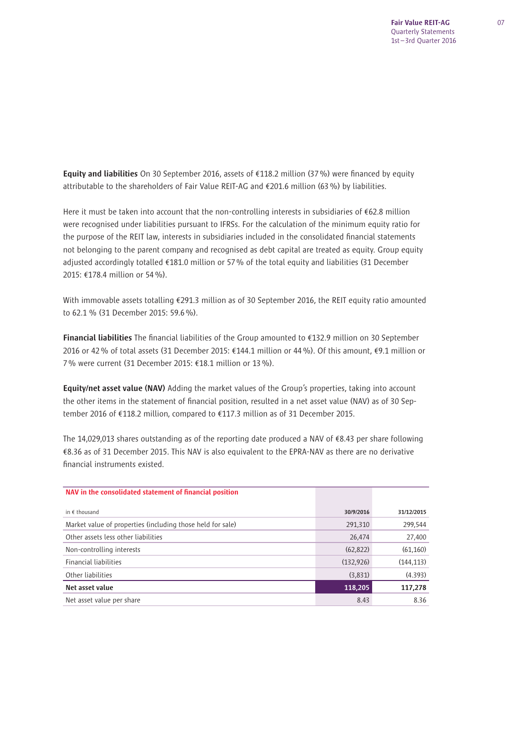**Equity and liabilities** On 30 September 2016, assets of €118.2 million (37 %) were financed by equity attributable to the shareholders of Fair Value REIT-AG and €201.6 million (63 %) by liabilities.

Here it must be taken into account that the non-controlling interests in subsidiaries of €62.8 million were recognised under liabilities pursuant to IFRSs. For the calculation of the minimum equity ratio for the purpose of the REIT law, interests in subsidiaries included in the consolidated financial statements not belonging to the parent company and recognised as debt capital are treated as equity. Group equity adjusted accordingly totalled €181.0 million or 57 % of the total equity and liabilities (31 December 2015: €178.4 million or 54 %).

With immovable assets totalling €291.3 million as of 30 September 2016, the REIT equity ratio amounted to 62.1 % (31 December 2015: 59.6 %).

**Financial liabilities** The financial liabilities of the Group amounted to €132.9 million on 30 September 2016 or 42 % of total assets (31 December 2015: €144.1 million or 44 %). Of this amount, €9.1 million or 7 % were current (31 December 2015: €18.1 million or 13 %).

**Equity/net asset value (NAV)** Adding the market values of the Group's properties, taking into account the other items in the statement of financial position, resulted in a net asset value (NAV) as of 30 September 2016 of €118.2 million, compared to €117.3 million as of 31 December 2015.

The 14,029,013 shares outstanding as of the reporting date produced a NAV of €8.43 per share following €8.36 as of 31 December 2015. This NAV is also equivalent to the EPRA-NAV as there are no derivative financial instruments existed.

**NAV in the consolidated statement of financial position**

| in € thousand | 30/9/2016 | 31/12/2015 |
|---|---|---|
| Market value of properties (including those held for sale) | 291,310 | 299,544 |
| Other assets less other liabilities | 26,474 | 27,400 |
| Non-controlling interests | (62,822) | (61,160) |
| Financial liabilities | (132,926) | (144,113) |
| Other liabilities | (3,831) | (4.393) |
| **Net asset value** | **118,205** | **117,278** |
| Net asset value per share | 8.43 | 8.36 |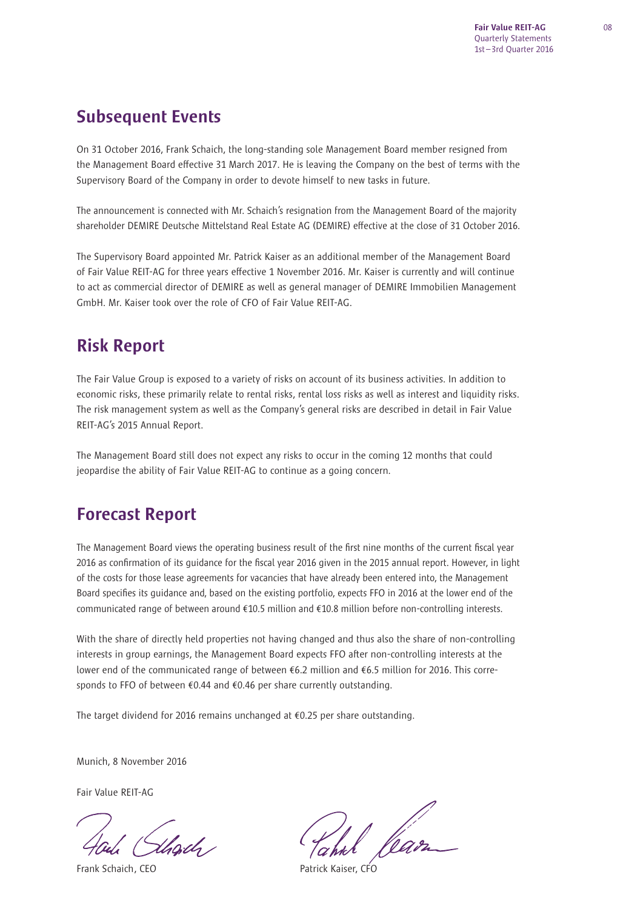## Subsequent Events

On 31 October 2016, Frank Schaich, the long-standing sole Management Board member resigned from the Management Board effective 31 March 2017. He is leaving the Company on the best of terms with the Supervisory Board of the Company in order to devote himself to new tasks in future.

The announcement is connected with Mr. Schaich's resignation from the Management Board of the majority shareholder DEMIRE Deutsche Mittelstand Real Estate AG (DEMIRE) effective at the close of 31 October 2016.

The Supervisory Board appointed Mr. Patrick Kaiser as an additional member of the Management Board of Fair Value REIT-AG for three years effective 1 November 2016. Mr. Kaiser is currently and will continue to act as commercial director of DEMIRE as well as general manager of DEMIRE Immobilien Management GmbH. Mr. Kaiser took over the role of CFO of Fair Value REIT-AG.

## Risk Report

The Fair Value Group is exposed to a variety of risks on account of its business activities. In addition to economic risks, these primarily relate to rental risks, rental loss risks as well as interest and liquidity risks. The risk management system as well as the Company's general risks are described in detail in Fair Value REIT-AG's 2015 Annual Report.

The Management Board still does not expect any risks to occur in the coming 12 months that could jeopardise the ability of Fair Value REIT-AG to continue as a going concern.

## Forecast Report

The Management Board views the operating business result of the first nine months of the current fiscal year 2016 as confirmation of its guidance for the fiscal year 2016 given in the 2015 annual report. However, in light of the costs for those lease agreements for vacancies that have already been entered into, the Management Board specifies its guidance and, based on the existing portfolio, expects FFO in 2016 at the lower end of the communicated range of between around €10.5 million and €10.8 million before non-controlling interests.

With the share of directly held properties not having changed and thus also the share of non-controlling interests in group earnings, the Management Board expects FFO after non-controlling interests at the lower end of the communicated range of between €6.2 million and €6.5 million for 2016. This corresponds to FFO of between €0.44 and €0.46 per share currently outstanding.

The target dividend for 2016 remains unchanged at €0.25 per share outstanding.

Munich, 8 November 2016

Fair Value REIT-AG

Frank Schaich, CEO

Patrick Kaiser, CFO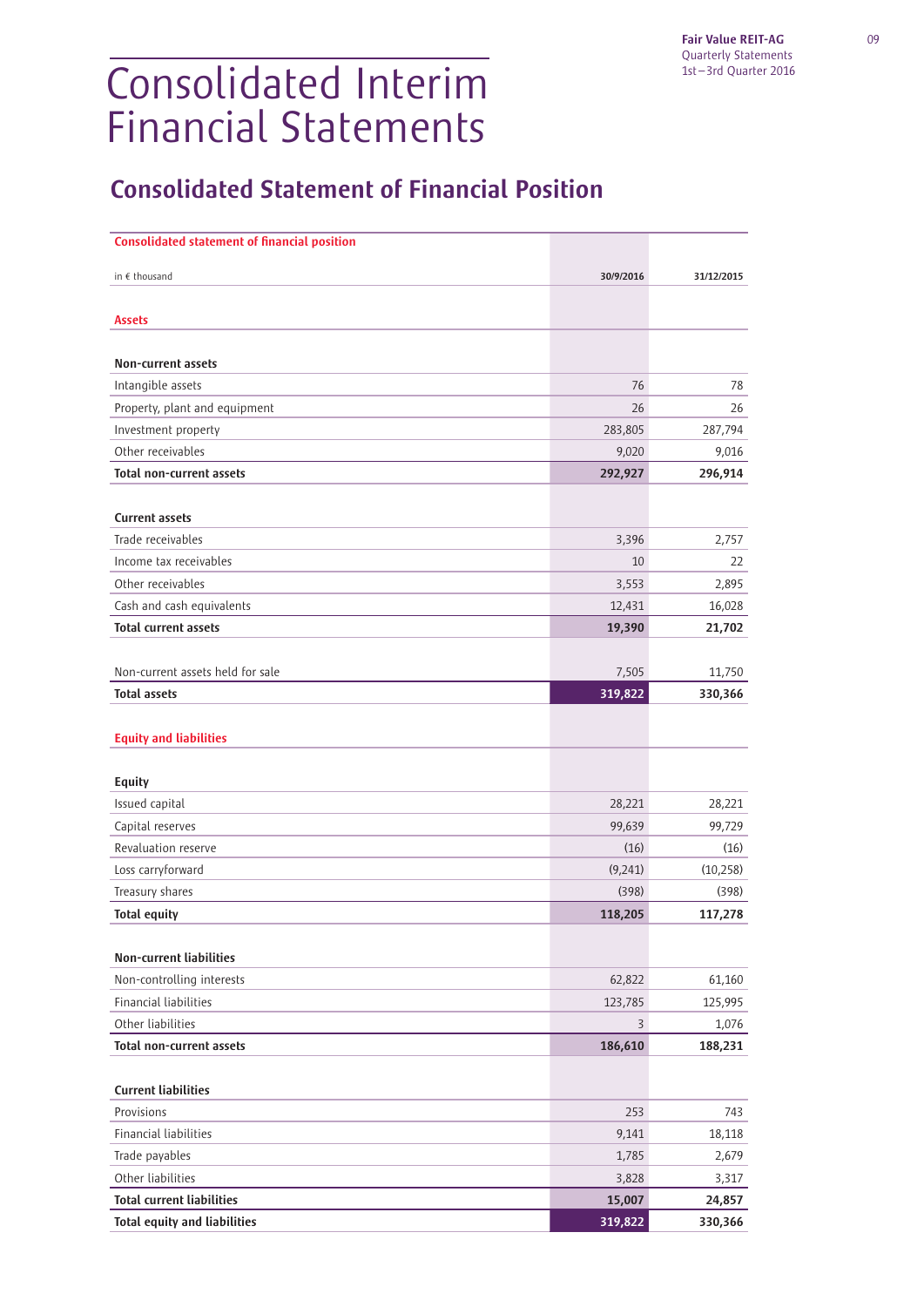# Consolidated Interim Financial Statements

## Consolidated Statement of Financial Position

| Consolidated statement of financial position | | |
|---|---|---|
| in € thousand | 30/9/2016 | 31/12/2015 |
| **Assets** | | |
| **Non-current assets** | | |
| Intangible assets | 76 | 78 |
| Property, plant and equipment | 26 | 26 |
| Investment property | 283,805 | 287,794 |
| Other receivables | 9,020 | 9,016 |
| **Total non-current assets** | **292,927** | **296,914** |
| **Current assets** | | |
| Trade receivables | 3,396 | 2,757 |
| Income tax receivables | 10 | 22 |
| Other receivables | 3,553 | 2,895 |
| Cash and cash equivalents | 12,431 | 16,028 |
| **Total current assets** | **19,390** | **21,702** |
| Non-current assets held for sale | 7,505 | 11,750 |
| **Total assets** | **319,822** | **330,366** |
| **Equity and liabilities** | | |
| **Equity** | | |
| Issued capital | 28,221 | 28,221 |
| Capital reserves | 99,639 | 99,729 |
| Revaluation reserve | (16) | (16) |
| Loss carryforward | (9,241) | (10,258) |
| Treasury shares | (398) | (398) |
| **Total equity** | **118,205** | **117,278** |
| **Non-current liabilities** | | |
| Non-controlling interests | 62,822 | 61,160 |
| Financial liabilities | 123,785 | 125,995 |
| Other liabilities | 3 | 1,076 |
| **Total non-current assets** | **186,610** | **188,231** |
| **Current liabilities** | | |
| Provisions | 253 | 743 |
| Financial liabilities | 9,141 | 18,118 |
| Trade payables | 1,785 | 2,679 |
| Other liabilities | 3,828 | 3,317 |
| **Total current liabilities** | **15,007** | **24,857** |
| **Total equity and liabilities** | **319,822** | **330,366** |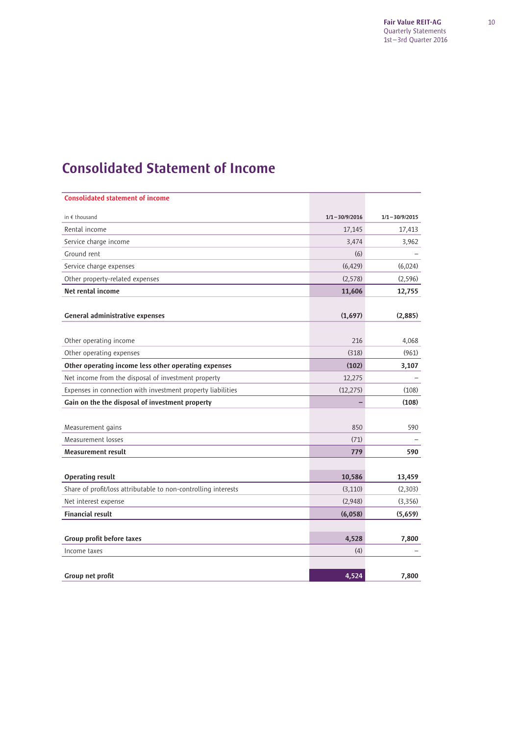# Consolidated Statement of Income

| Consolidated statement of income | | |
|---|---|---|
| in € thousand | 1/1–30/9/2016 | 1/1–30/9/2015 |
| Rental income | 17,145 | 17,413 |
| Service charge income | 3,474 | 3,962 |
| Ground rent | (6) | – |
| Service charge expenses | (6,429) | (6,024) |
| Other property-related expenses | (2,578) | (2,596) |
| **Net rental income** | **11,606** | **12,755** |
| | | |
| **General administrative expenses** | **(1,697)** | **(2,885)** |
| | | |
| Other operating income | 216 | 4,068 |
| Other operating expenses | (318) | (961) |
| **Other operating income less other operating expenses** | **(102)** | **3,107** |
| Net income from the disposal of investment property | 12,275 | – |
| Expenses in connection with investment property liabilities | (12,275) | (108) |
| **Gain on the the disposal of investment property** | **–** | **(108)** |
| | | |
| Measurement gains | 850 | 590 |
| Measurement losses | (71) | – |
| **Measurement result** | **779** | **590** |
| | | |
| **Operating result** | **10,586** | **13,459** |
| Share of profit/loss attributable to non-controlling interests | (3,110) | (2,303) |
| Net interest expense | (2,948) | (3,356) |
| **Financial result** | **(6,058)** | **(5,659)** |
| | | |
| **Group profit before taxes** | **4,528** | **7,800** |
| Income taxes | (4) | – |
| | | |
| **Group net profit** | **4,524** | **7,800** |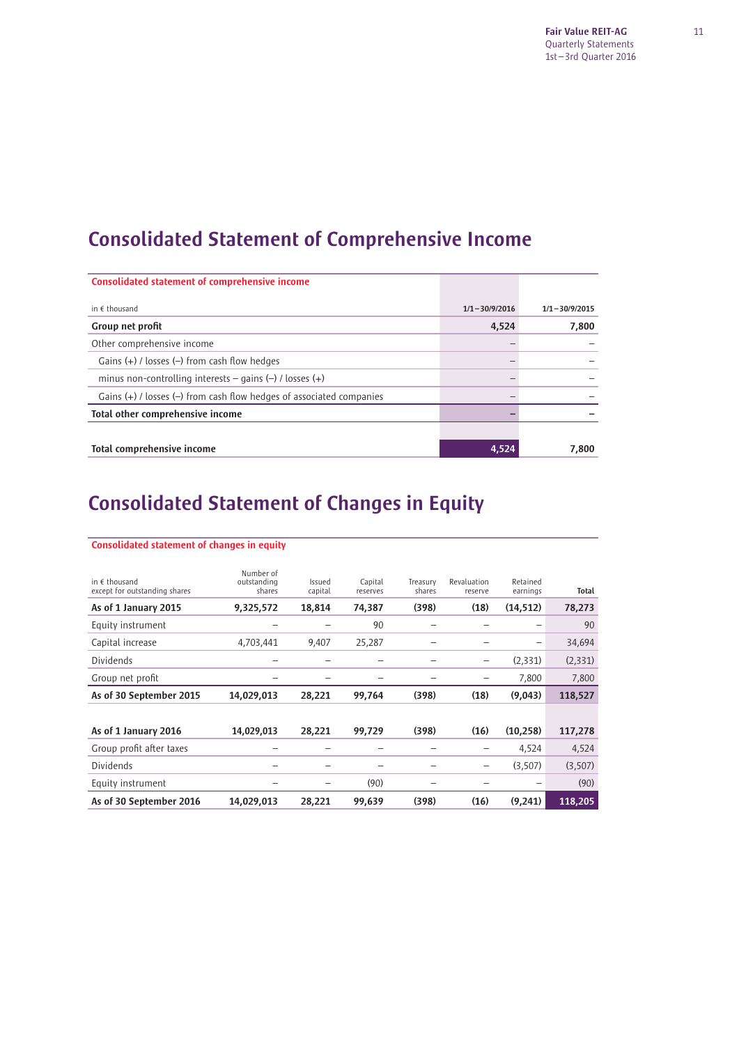# Consolidated Statement of Comprehensive Income

**Consolidated statement of comprehensive income**

| in € thousand | 1/1–30/9/2016 | 1/1–30/9/2015 |
|---|---|---|
| **Group net profit** | **4,524** | **7,800** |
| Other comprehensive income | – | – |
| Gains (+) / losses (–) from cash flow hedges | – | – |
| minus non-controlling interests – gains (–) / losses (+) | – | – |
| Gains (+) / losses (–) from cash flow hedges of associated companies | – | – |
| **Total other comprehensive income** | **–** | **–** |
| **Total comprehensive income** | **4,524** | **7,800** |

# Consolidated Statement of Changes in Equity

**Consolidated statement of changes in equity**

| in € thousand except for outstanding shares | Number of outstanding shares | Issued capital | Capital reserves | Treasury shares | Revaluation reserve | Retained earnings | Total |
|---|---|---|---|---|---|---|---|
| **As of 1 January 2015** | **9,325,572** | **18,814** | **74,387** | **(398)** | **(18)** | **(14,512)** | **78,273** |
| Equity instrument | – | – | 90 | – | – | – | 90 |
| Capital increase | 4,703,441 | 9,407 | 25,287 | – | – | – | 34,694 |
| Dividends | – | – | – | – | – | (2,331) | (2,331) |
| Group net profit | – | – | – | – | – | 7,800 | 7,800 |
| **As of 30 September 2015** | **14,029,013** | **28,221** | **99,764** | **(398)** | **(18)** | **(9,043)** | **118,527** |
| | | | | | | | |
| **As of 1 January 2016** | **14,029,013** | **28,221** | **99,729** | **(398)** | **(16)** | **(10,258)** | **117,278** |
| Group profit after taxes | – | – | – | – | – | 4,524 | 4,524 |
| Dividends | – | – | – | – | – | (3,507) | (3,507) |
| Equity instrument | – | – | (90) | – | – | – | (90) |
| **As of 30 September 2016** | **14,029,013** | **28,221** | **99,639** | **(398)** | **(16)** | **(9,241)** | **118,205** |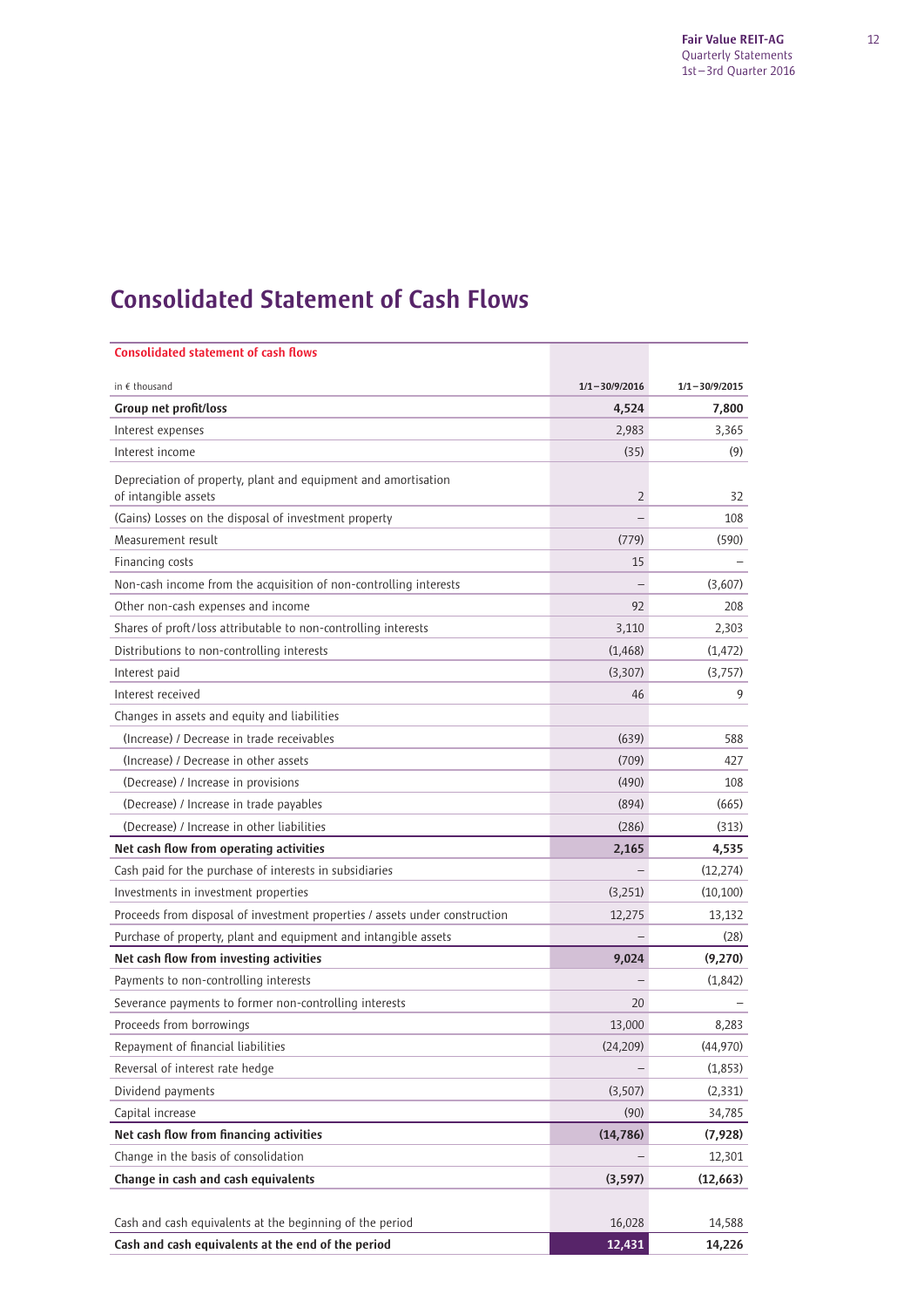# Consolidated Statement of Cash Flows

| Consolidated statement of cash flows | | |
|---|---|---|
| in € thousand | 1/1–30/9/2016 | 1/1–30/9/2015 |
| **Group net profit/loss** | **4,524** | **7,800** |
| Interest expenses | 2,983 | 3,365 |
| Interest income | (35) | (9) |
| Depreciation of property, plant and equipment and amortisation of intangible assets | 2 | 32 |
| (Gains) Losses on the disposal of investment property | – | 108 |
| Measurement result | (779) | (590) |
| Financing costs | 15 | – |
| Non-cash income from the acquisition of non-controlling interests | – | (3,607) |
| Other non-cash expenses and income | 92 | 208 |
| Shares of proft/loss attributable to non-controlling interests | 3,110 | 2,303 |
| Distributions to non-controlling interests | (1,468) | (1,472) |
| Interest paid | (3,307) | (3,757) |
| Interest received | 46 | 9 |
| Changes in assets and equity and liabilities | | |
| (Increase) / Decrease in trade receivables | (639) | 588 |
| (Increase) / Decrease in other assets | (709) | 427 |
| (Decrease) / Increase in provisions | (490) | 108 |
| (Decrease) / Increase in trade payables | (894) | (665) |
| (Decrease) / Increase in other liabilities | (286) | (313) |
| **Net cash flow from operating activities** | **2,165** | **4,535** |
| Cash paid for the purchase of interests in subsidiaries | – | (12,274) |
| Investments in investment properties | (3,251) | (10,100) |
| Proceeds from disposal of investment properties / assets under construction | 12,275 | 13,132 |
| Purchase of property, plant and equipment and intangible assets | – | (28) |
| **Net cash flow from investing activities** | **9,024** | **(9,270)** |
| Payments to non-controlling interests | – | (1,842) |
| Severance payments to former non-controlling interests | 20 | – |
| Proceeds from borrowings | 13,000 | 8,283 |
| Repayment of financial liabilities | (24,209) | (44,970) |
| Reversal of interest rate hedge | – | (1,853) |
| Dividend payments | (3,507) | (2,331) |
| Capital increase | (90) | 34,785 |
| **Net cash flow from financing activities** | **(14,786)** | **(7,928)** |
| Change in the basis of consolidation | – | 12,301 |
| **Change in cash and cash equivalents** | **(3,597)** | **(12,663)** |
| Cash and cash equivalents at the beginning of the period | 16,028 | 14,588 |
| **Cash and cash equivalents at the end of the period** | **12,431** | **14,226** |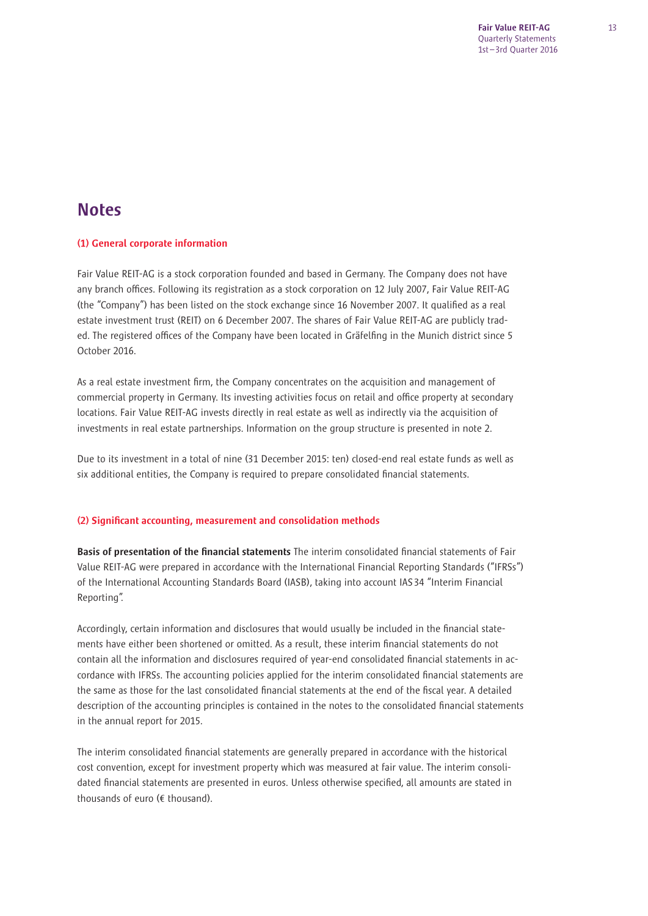# Notes

## (1) General corporate information

Fair Value REIT-AG is a stock corporation founded and based in Germany. The Company does not have any branch offices. Following its registration as a stock corporation on 12 July 2007, Fair Value REIT-AG (the "Company") has been listed on the stock exchange since 16 November 2007. It qualified as a real estate investment trust (REIT) on 6 December 2007. The shares of Fair Value REIT-AG are publicly traded. The registered offices of the Company have been located in Gräfelfing in the Munich district since 5 October 2016.

As a real estate investment firm, the Company concentrates on the acquisition and management of commercial property in Germany. Its investing activities focus on retail and office property at secondary locations. Fair Value REIT-AG invests directly in real estate as well as indirectly via the acquisition of investments in real estate partnerships. Information on the group structure is presented in note 2.

Due to its investment in a total of nine (31 December 2015: ten) closed-end real estate funds as well as six additional entities, the Company is required to prepare consolidated financial statements.

## (2) Significant accounting, measurement and consolidation methods

**Basis of presentation of the financial statements** The interim consolidated financial statements of Fair Value REIT-AG were prepared in accordance with the International Financial Reporting Standards ("IFRSs") of the International Accounting Standards Board (IASB), taking into account IAS 34 "Interim Financial Reporting".

Accordingly, certain information and disclosures that would usually be included in the financial statements have either been shortened or omitted. As a result, these interim financial statements do not contain all the information and disclosures required of year-end consolidated financial statements in accordance with IFRSs. The accounting policies applied for the interim consolidated financial statements are the same as those for the last consolidated financial statements at the end of the fiscal year. A detailed description of the accounting principles is contained in the notes to the consolidated financial statements in the annual report for 2015.

The interim consolidated financial statements are generally prepared in accordance with the historical cost convention, except for investment property which was measured at fair value. The interim consolidated financial statements are presented in euros. Unless otherwise specified, all amounts are stated in thousands of euro (€ thousand).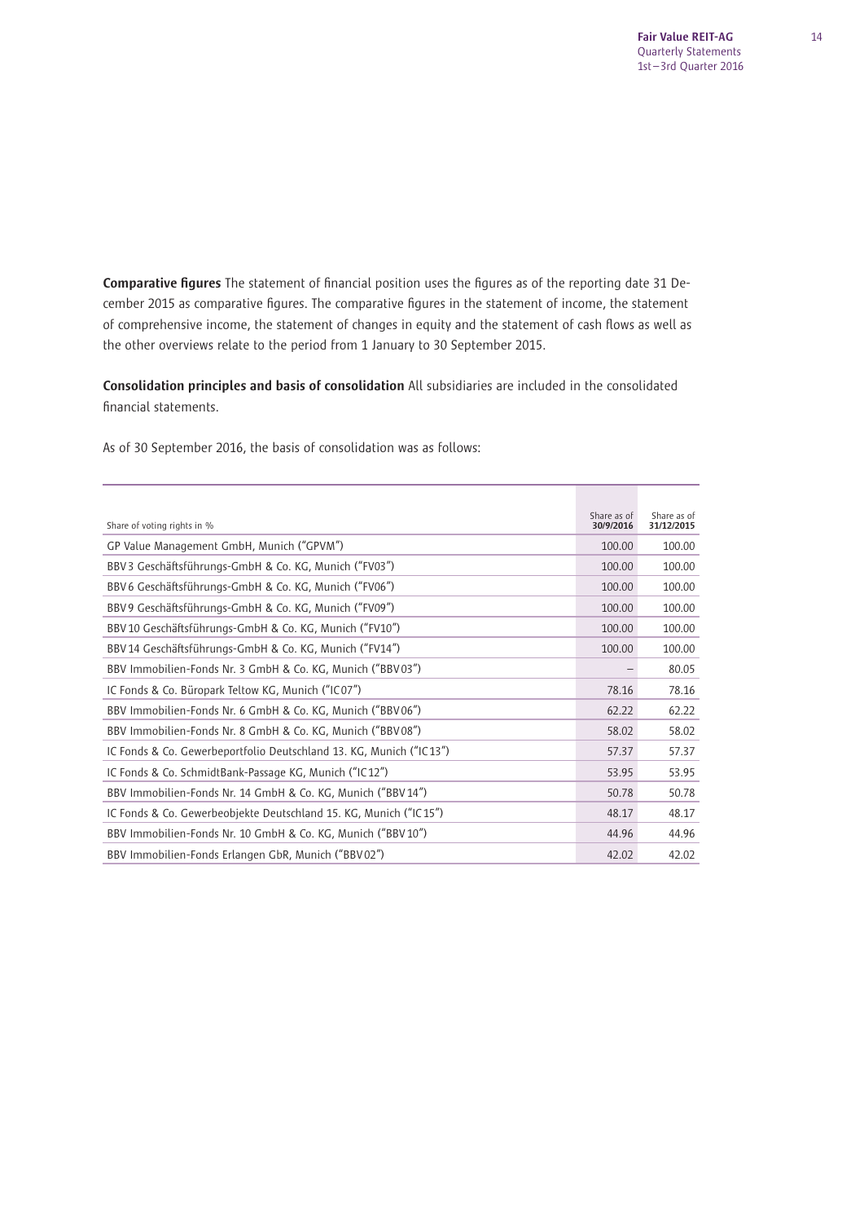**Comparative figures** The statement of financial position uses the figures as of the reporting date 31 December 2015 as comparative figures. The comparative figures in the statement of income, the statement of comprehensive income, the statement of changes in equity and the statement of cash flows as well as the other overviews relate to the period from 1 January to 30 September 2015.

**Consolidation principles and basis of consolidation** All subsidiaries are included in the consolidated financial statements.

As of 30 September 2016, the basis of consolidation was as follows:

| Share of voting rights in % | Share as of **30/9/2016** | Share as of **31/12/2015** |
|---|---|---|
| GP Value Management GmbH, Munich ("GPVM") | 100.00 | 100.00 |
| BBV3 Geschäftsführungs-GmbH & Co. KG, Munich ("FV03") | 100.00 | 100.00 |
| BBV6 Geschäftsführungs-GmbH & Co. KG, Munich ("FV06") | 100.00 | 100.00 |
| BBV9 Geschäftsführungs-GmbH & Co. KG, Munich ("FV09") | 100.00 | 100.00 |
| BBV 10 Geschäftsführungs-GmbH & Co. KG, Munich ("FV10") | 100.00 | 100.00 |
| BBV 14 Geschäftsführungs-GmbH & Co. KG, Munich ("FV14") | 100.00 | 100.00 |
| BBV Immobilien-Fonds Nr. 3 GmbH & Co. KG, Munich ("BBV03") | – | 80.05 |
| IC Fonds & Co. Büropark Teltow KG, Munich ("IC07") | 78.16 | 78.16 |
| BBV Immobilien-Fonds Nr. 6 GmbH & Co. KG, Munich ("BBV06") | 62.22 | 62.22 |
| BBV Immobilien-Fonds Nr. 8 GmbH & Co. KG, Munich ("BBV08") | 58.02 | 58.02 |
| IC Fonds & Co. Gewerbeportfolio Deutschland 13. KG, Munich ("IC13") | 57.37 | 57.37 |
| IC Fonds & Co. SchmidtBank-Passage KG, Munich ("IC12") | 53.95 | 53.95 |
| BBV Immobilien-Fonds Nr. 14 GmbH & Co. KG, Munich ("BBV 14") | 50.78 | 50.78 |
| IC Fonds & Co. Gewerbeobjekte Deutschland 15. KG, Munich ("IC15") | 48.17 | 48.17 |
| BBV Immobilien-Fonds Nr. 10 GmbH & Co. KG, Munich ("BBV 10") | 44.96 | 44.96 |
| BBV Immobilien-Fonds Erlangen GbR, Munich ("BBV02") | 42.02 | 42.02 |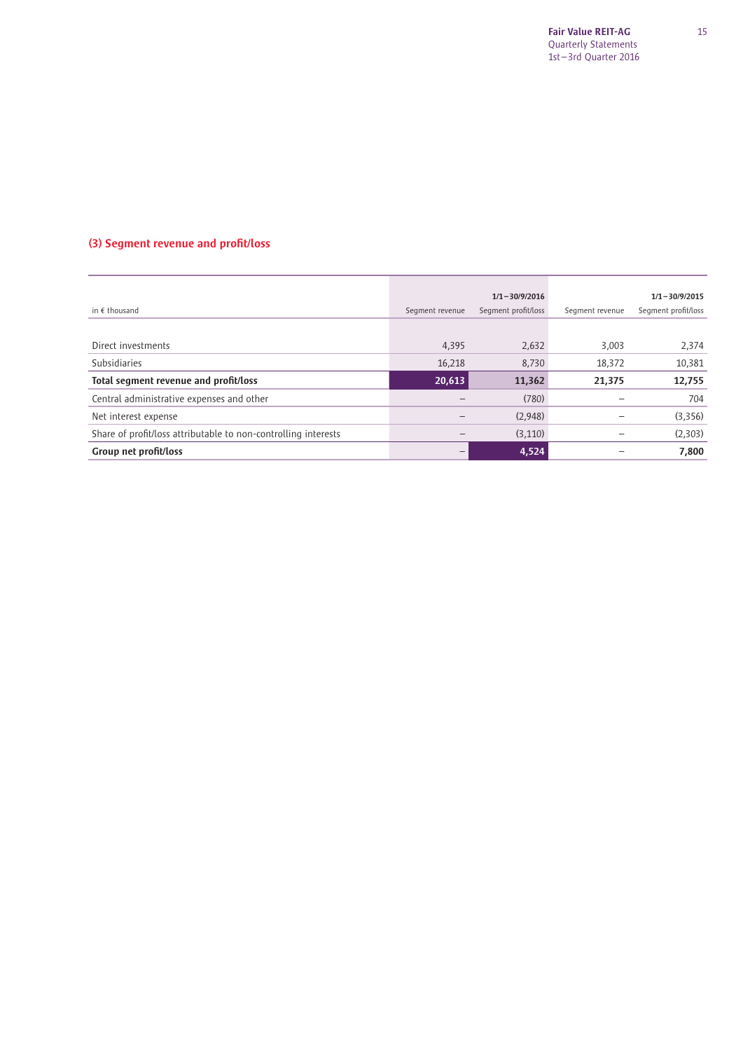## (3) Segment revenue and profit/loss

| in € thousand | 1/1–30/9/2016 Segment revenue | Segment profit/loss | 1/1–30/9/2015 Segment revenue | Segment profit/loss |
|---|---|---|---|---|
| Direct investments | 4,395 | 2,632 | 3,003 | 2,374 |
| Subsidiaries | 16,218 | 8,730 | 18,372 | 10,381 |
| **Total segment revenue and profit/loss** | **20,613** | **11,362** | **21,375** | **12,755** |
| Central administrative expenses and other | – | (780) | – | 704 |
| Net interest expense | – | (2,948) | – | (3,356) |
| Share of profit/loss attributable to non-controlling interests | – | (3,110) | – | (2,303) |
| **Group net profit/loss** | – | **4,524** | – | **7,800** |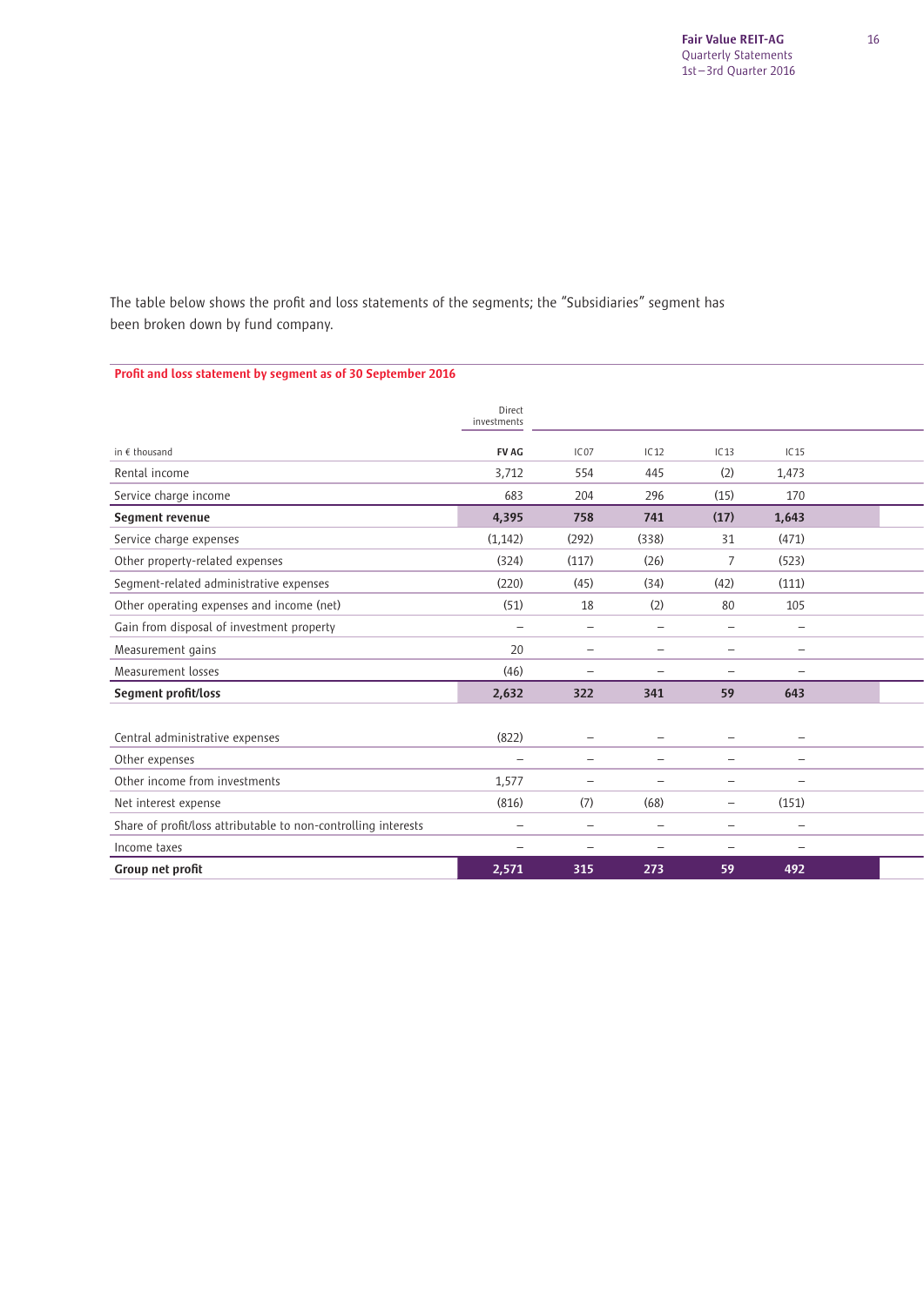The table below shows the profit and loss statements of the segments; the "Subsidiaries" segment has been broken down by fund company.

**Profit and loss statement by segment as of 30 September 2016**

| | Direct investments | | | | |
|---|---|---|---|---|---|
| in € thousand | **FV AG** | IC07 | IC12 | IC13 | IC15 |
| Rental income | 3,712 | 554 | 445 | (2) | 1,473 |
| Service charge income | 683 | 204 | 296 | (15) | 170 |
| **Segment revenue** | **4,395** | **758** | **741** | **(17)** | **1,643** |
| Service charge expenses | (1,142) | (292) | (338) | 31 | (471) |
| Other property-related expenses | (324) | (117) | (26) | 7 | (523) |
| Segment-related administrative expenses | (220) | (45) | (34) | (42) | (111) |
| Other operating expenses and income (net) | (51) | 18 | (2) | 80 | 105 |
| Gain from disposal of investment property | – | – | – | – | – |
| Measurement gains | 20 | – | – | – | – |
| Measurement losses | (46) | – | – | – | – |
| **Segment profit/loss** | **2,632** | **322** | **341** | **59** | **643** |
| Central administrative expenses | (822) | – | – | – | – |
| Other expenses | – | – | – | – | – |
| Other income from investments | 1,577 | – | – | – | – |
| Net interest expense | (816) | (7) | (68) | – | (151) |
| Share of profit/loss attributable to non-controlling interests | – | – | – | – | – |
| Income taxes | – | – | – | – | – |
| **Group net profit** | **2,571** | **315** | **273** | **59** | **492** |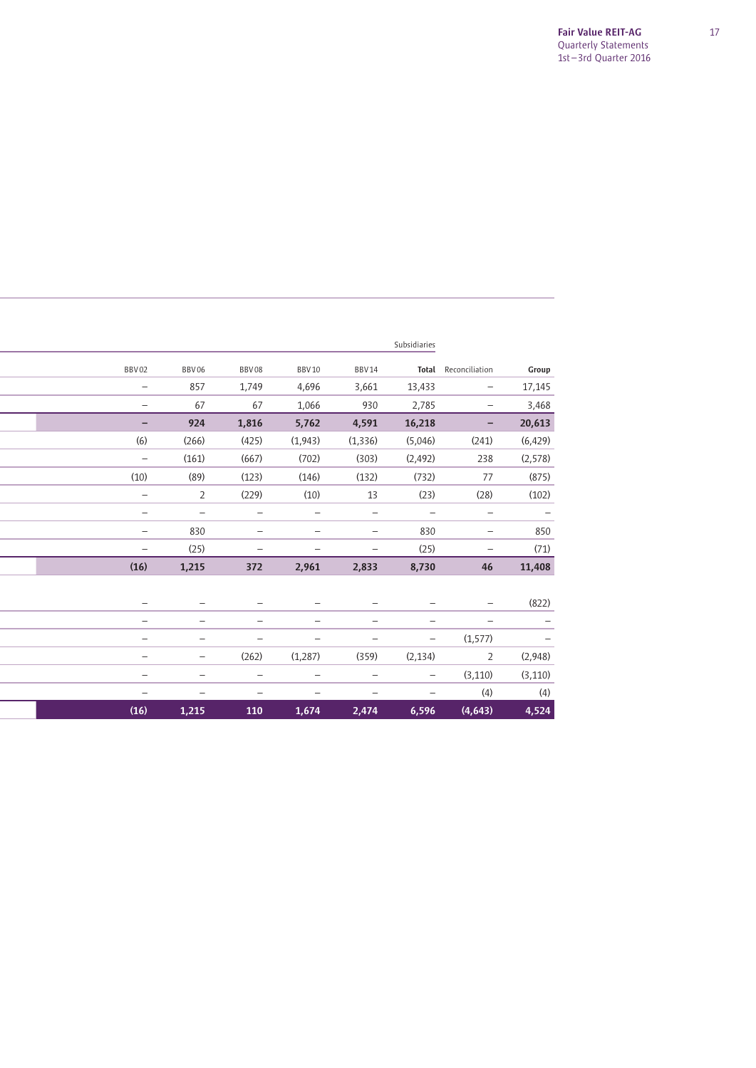| | | | | | Subsidiaries | | |
|---|---|---|---|---|---|---|---|
| BBV 02 | BBV 06 | BBV 08 | BBV 10 | BBV 14 | **Total** | Reconciliation | **Group** |
| – | 857 | 1,749 | 4,696 | 3,661 | 13,433 | – | 17,145 |
| – | 67 | 67 | 1,066 | 930 | 2,785 | – | 3,468 |
| **–** | **924** | **1,816** | **5,762** | **4,591** | **16,218** | **–** | **20,613** |
| (6) | (266) | (425) | (1,943) | (1,336) | (5,046) | (241) | (6,429) |
| – | (161) | (667) | (702) | (303) | (2,492) | 238 | (2,578) |
| (10) | (89) | (123) | (146) | (132) | (732) | 77 | (875) |
| – | 2 | (229) | (10) | 13 | (23) | (28) | (102) |
| – | – | – | – | – | – | – | – |
| – | 830 | – | – | – | 830 | – | 850 |
| – | (25) | – | – | – | (25) | – | (71) |
| **(16)** | **1,215** | **372** | **2,961** | **2,833** | **8,730** | **46** | **11,408** |
| | | | | | | | |
| – | – | – | – | – | – | – | (822) |
| – | – | – | – | – | – | – | – |
| – | – | – | – | – | – | (1,577) | – |
| – | – | (262) | (1,287) | (359) | (2,134) | 2 | (2,948) |
| – | – | – | – | – | – | (3,110) | (3,110) |
| – | – | – | – | – | – | (4) | (4) |
| **(16)** | **1,215** | **110** | **1,674** | **2,474** | **6,596** | **(4,643)** | **4,524** |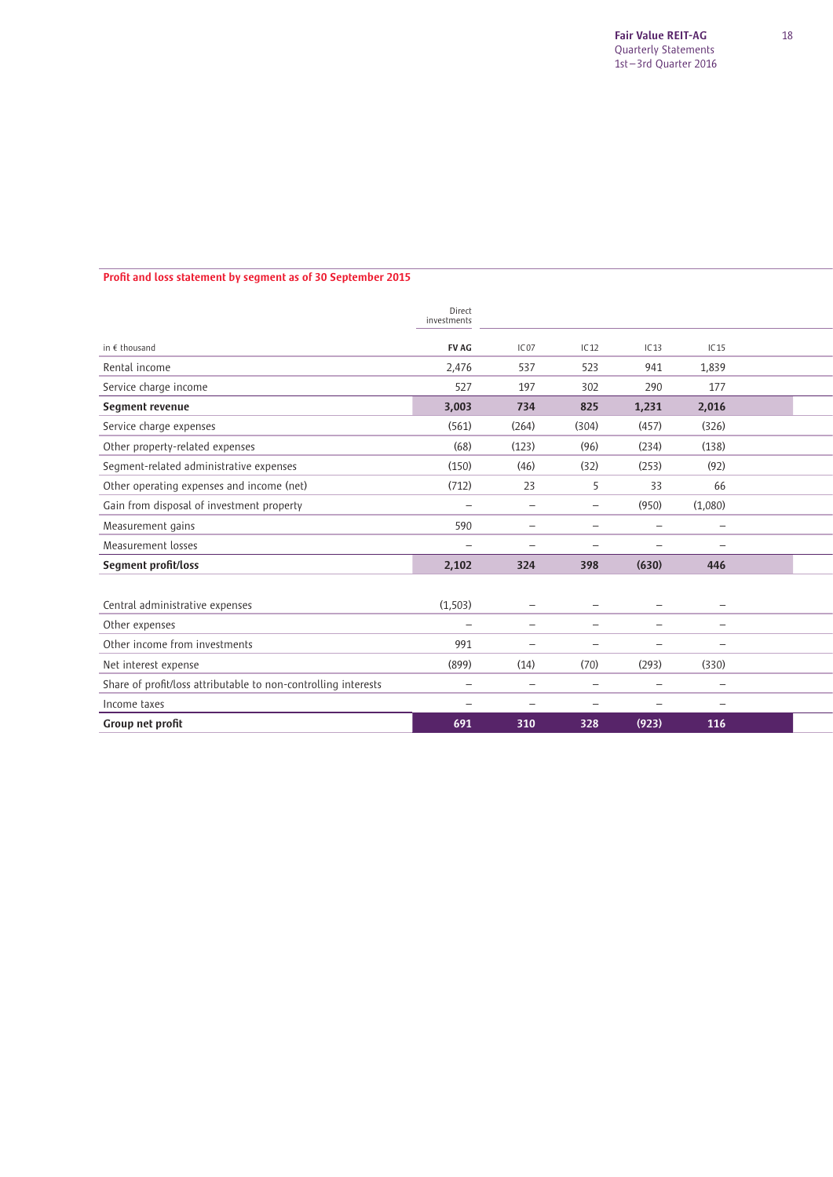## Profit and loss statement by segment as of 30 September 2015

| | Direct investments | | | | |
|---|---|---|---|---|---|
| in € thousand | **FV AG** | IC07 | IC12 | IC13 | IC15 |
| Rental income | 2,476 | 537 | 523 | 941 | 1,839 |
| Service charge income | 527 | 197 | 302 | 290 | 177 |
| **Segment revenue** | **3,003** | **734** | **825** | **1,231** | **2,016** |
| Service charge expenses | (561) | (264) | (304) | (457) | (326) |
| Other property-related expenses | (68) | (123) | (96) | (234) | (138) |
| Segment-related administrative expenses | (150) | (46) | (32) | (253) | (92) |
| Other operating expenses and income (net) | (712) | 23 | 5 | 33 | 66 |
| Gain from disposal of investment property | – | – | – | (950) | (1,080) |
| Measurement gains | 590 | – | – | – | – |
| Measurement losses | – | – | – | – | – |
| **Segment profit/loss** | **2,102** | **324** | **398** | **(630)** | **446** |
| | | | | | |
| Central administrative expenses | (1,503) | – | – | – | – |
| Other expenses | – | – | – | – | – |
| Other income from investments | 991 | – | – | – | – |
| Net interest expense | (899) | (14) | (70) | (293) | (330) |
| Share of profit/loss attributable to non-controlling interests | – | – | – | – | – |
| Income taxes | – | – | – | – | – |
| **Group net profit** | **691** | **310** | **328** | **(923)** | **116** |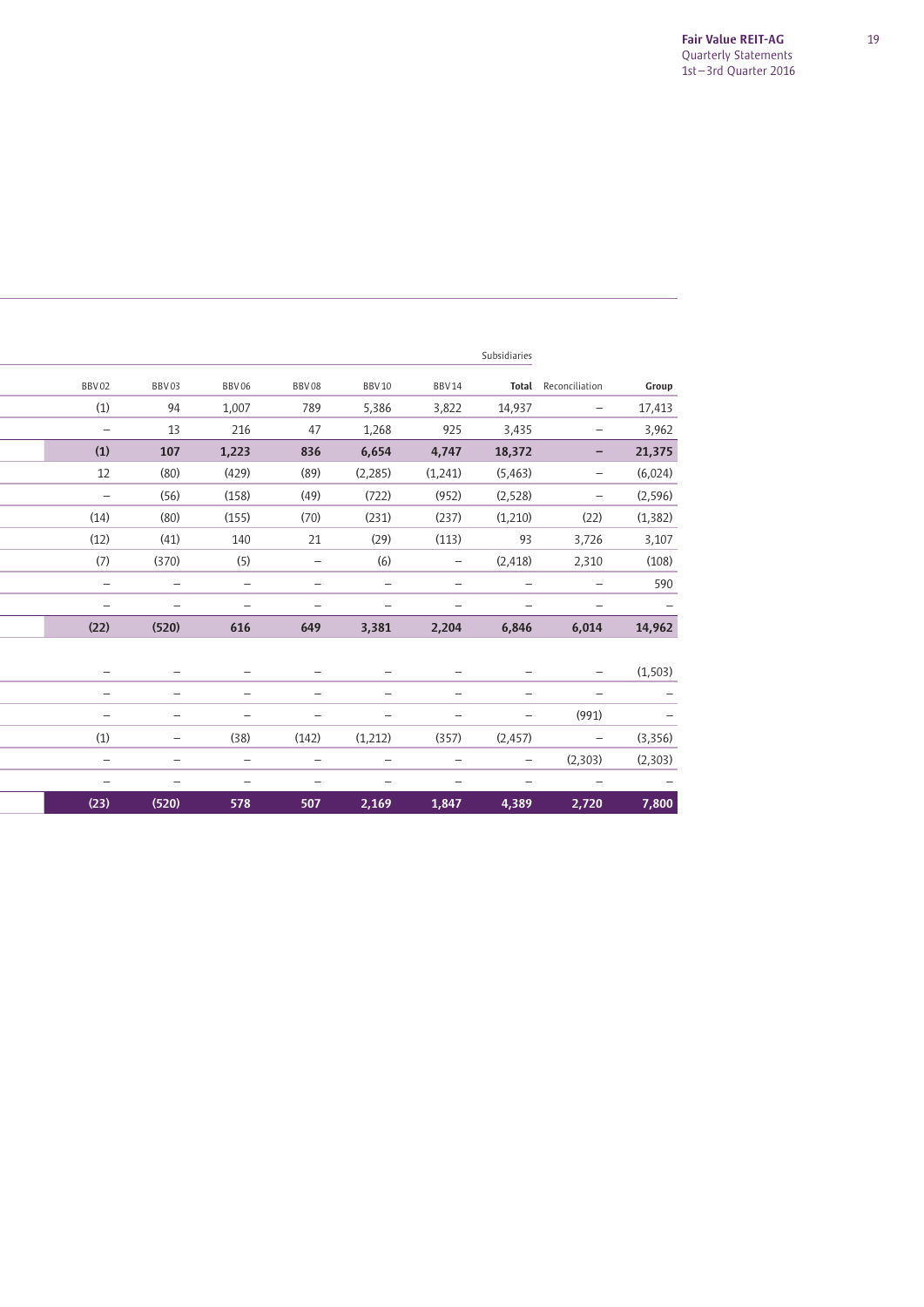| | | | | | | Subsidiaries | | |
|---|---|---|---|---|---|---|---|---|
| BBV 02 | BBV 03 | BBV 06 | BBV 08 | BBV 10 | BBV 14 | **Total** | Reconciliation | **Group** |
| (1) | 94 | 1,007 | 789 | 5,386 | 3,822 | 14,937 | – | 17,413 |
| – | 13 | 216 | 47 | 1,268 | 925 | 3,435 | – | 3,962 |
| **(1)** | **107** | **1,223** | **836** | **6,654** | **4,747** | **18,372** | **–** | **21,375** |
| 12 | (80) | (429) | (89) | (2,285) | (1,241) | (5,463) | – | (6,024) |
| – | (56) | (158) | (49) | (722) | (952) | (2,528) | – | (2,596) |
| (14) | (80) | (155) | (70) | (231) | (237) | (1,210) | (22) | (1,382) |
| (12) | (41) | 140 | 21 | (29) | (113) | 93 | 3,726 | 3,107 |
| (7) | (370) | (5) | – | (6) | – | (2,418) | 2,310 | (108) |
| – | – | – | – | – | – | – | – | 590 |
| – | – | – | – | – | – | – | – | – |
| **(22)** | **(520)** | **616** | **649** | **3,381** | **2,204** | **6,846** | **6,014** | **14,962** |
| | | | | | | | | |
| – | – | – | – | – | – | – | – | (1,503) |
| – | – | – | – | – | – | – | – | – |
| – | – | – | – | – | – | – | (991) | – |
| (1) | – | (38) | (142) | (1,212) | (357) | (2,457) | – | (3,356) |
| – | – | – | – | – | – | – | (2,303) | (2,303) |
| – | – | – | – | – | – | – | – | – |
| **(23)** | **(520)** | **578** | **507** | **2,169** | **1,847** | **4,389** | **2,720** | **7,800** |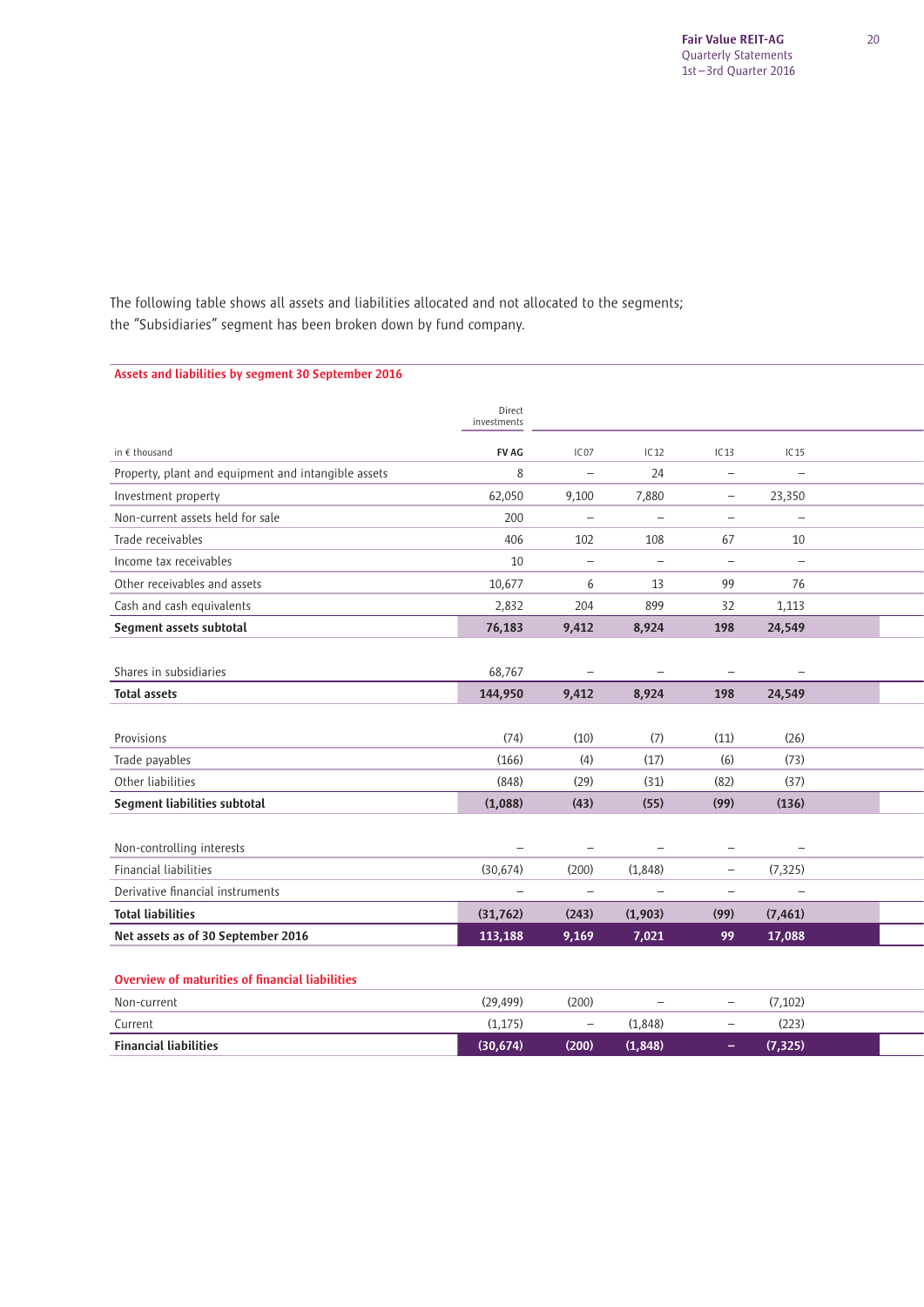The following table shows all assets and liabilities allocated and not allocated to the segments; the "Subsidiaries" segment has been broken down by fund company.

**Assets and liabilities by segment 30 September 2016**

| | Direct investments | | | | |
|---|---|---|---|---|---|
| in € thousand | **FV AG** | IC 07 | IC 12 | IC 13 | IC 15 |
| Property, plant and equipment and intangible assets | 8 | – | 24 | – | – |
| Investment property | 62,050 | 9,100 | 7,880 | – | 23,350 |
| Non-current assets held for sale | 200 | – | – | – | – |
| Trade receivables | 406 | 102 | 108 | 67 | 10 |
| Income tax receivables | 10 | – | – | – | – |
| Other receivables and assets | 10,677 | 6 | 13 | 99 | 76 |
| Cash and cash equivalents | 2,832 | 204 | 899 | 32 | 1,113 |
| **Segment assets subtotal** | **76,183** | **9,412** | **8,924** | **198** | **24,549** |
| | | | | | |
| Shares in subsidiaries | 68,767 | – | – | – | – |
| **Total assets** | **144,950** | **9,412** | **8,924** | **198** | **24,549** |
| | | | | | |
| Provisions | (74) | (10) | (7) | (11) | (26) |
| Trade payables | (166) | (4) | (17) | (6) | (73) |
| Other liabilities | (848) | (29) | (31) | (82) | (37) |
| **Segment liabilities subtotal** | **(1,088)** | **(43)** | **(55)** | **(99)** | **(136)** |
| | | | | | |
| Non-controlling interests | – | – | – | – | – |
| Financial liabilities | (30,674) | (200) | (1,848) | – | (7,325) |
| Derivative financial instruments | – | – | – | – | – |
| **Total liabilities** | **(31,762)** | **(243)** | **(1,903)** | **(99)** | **(7,461)** |
| **Net assets as of 30 September 2016** | **113,188** | **9,169** | **7,021** | **99** | **17,088** |

**Overview of maturities of financial liabilities**

| | FV AG | IC 07 | IC 12 | IC 13 | IC 15 |
|---|---|---|---|---|---|
| Non-current | (29,499) | (200) | – | – | (7,102) |
| Current | (1,175) | – | (1,848) | – | (223) |
| **Financial liabilities** | **(30,674)** | **(200)** | **(1,848)** | **–** | **(7,325)** |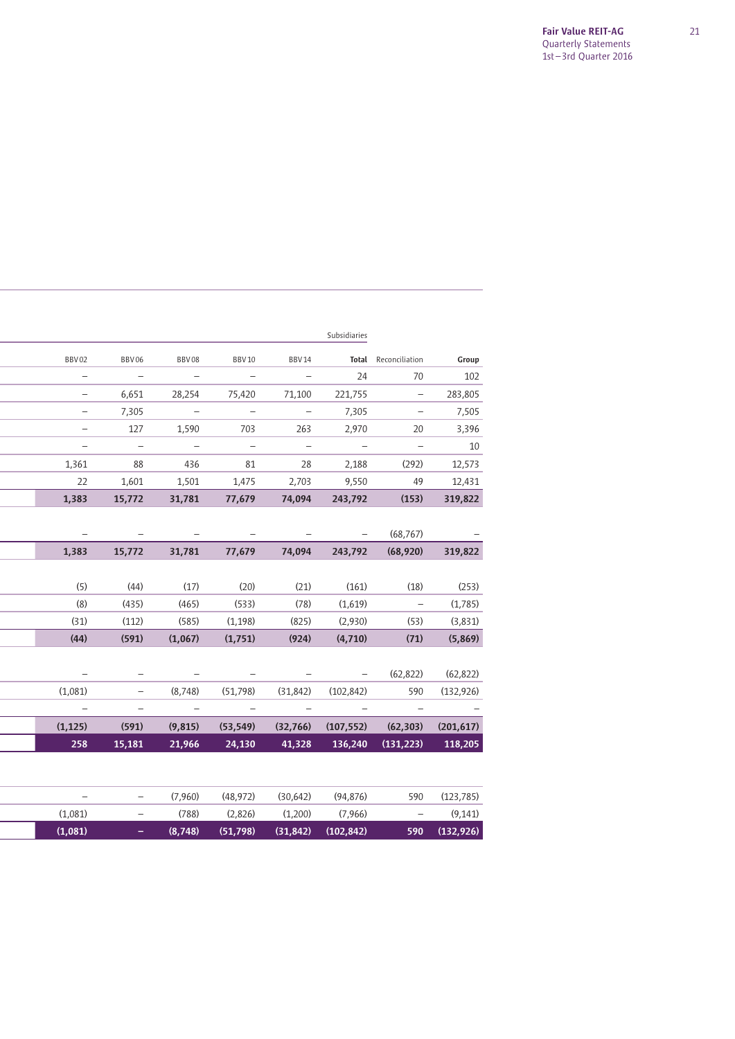| | | | | | Subsidiaries | | |
|---|---|---|---|---|---|---|---|
| BBV 02 | BBV 06 | BBV 08 | BBV 10 | BBV 14 | **Total** | Reconciliation | **Group** |
| – | – | – | – | – | 24 | 70 | 102 |
| – | 6,651 | 28,254 | 75,420 | 71,100 | 221,755 | – | 283,805 |
| – | 7,305 | – | – | – | 7,305 | – | 7,505 |
| – | 127 | 1,590 | 703 | 263 | 2,970 | 20 | 3,396 |
| – | – | – | – | – | – | – | 10 |
| 1,361 | 88 | 436 | 81 | 28 | 2,188 | (292) | 12,573 |
| 22 | 1,601 | 1,501 | 1,475 | 2,703 | 9,550 | 49 | 12,431 |
| **1,383** | **15,772** | **31,781** | **77,679** | **74,094** | **243,792** | **(153)** | **319,822** |
| | | | | | | | |
| – | – | – | – | – | – | (68,767) | – |
| **1,383** | **15,772** | **31,781** | **77,679** | **74,094** | **243,792** | **(68,920)** | **319,822** |
| | | | | | | | |
| (5) | (44) | (17) | (20) | (21) | (161) | (18) | (253) |
| (8) | (435) | (465) | (533) | (78) | (1,619) | – | (1,785) |
| (31) | (112) | (585) | (1,198) | (825) | (2,930) | (53) | (3,831) |
| **(44)** | **(591)** | **(1,067)** | **(1,751)** | **(924)** | **(4,710)** | **(71)** | **(5,869)** |
| | | | | | | | |
| – | – | – | – | – | – | (62,822) | (62,822) |
| (1,081) | – | (8,748) | (51,798) | (31,842) | (102,842) | 590 | (132,926) |
| – | – | – | – | – | – | – | – |
| **(1,125)** | **(591)** | **(9,815)** | **(53,549)** | **(32,766)** | **(107,552)** | **(62,303)** | **(201,617)** |
| **258** | **15,181** | **21,966** | **24,130** | **41,328** | **136,240** | **(131,223)** | **118,205** |
| | | | | | | | |
| – | – | (7,960) | (48,972) | (30,642) | (94,876) | 590 | (123,785) |
| (1,081) | – | (788) | (2,826) | (1,200) | (7,966) | – | (9,141) |
| **(1,081)** | **–** | **(8,748)** | **(51,798)** | **(31,842)** | **(102,842)** | **590** | **(132,926)** |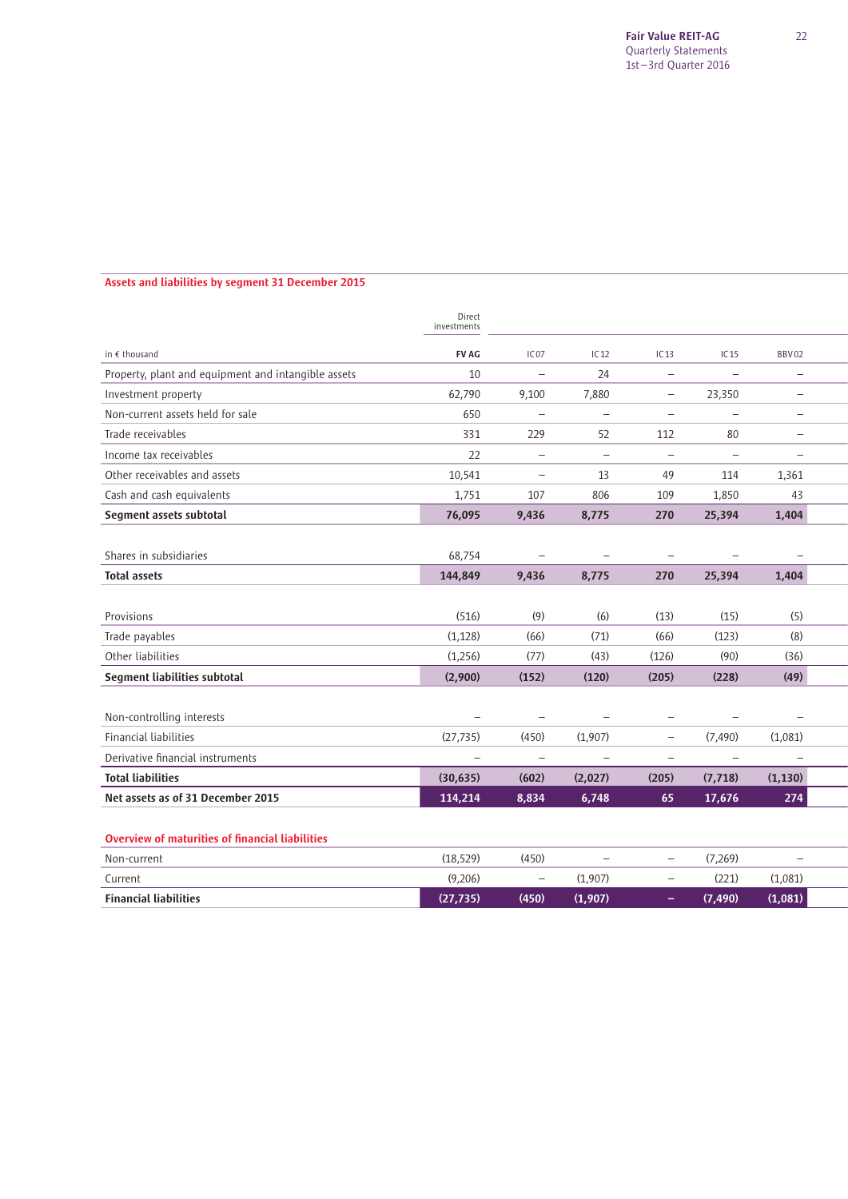## Assets and liabilities by segment 31 December 2015

| in € thousand | Direct investments FV AG | IC07 | IC12 | IC13 | IC15 | BBV02 |
|---|---|---|---|---|---|---|
| Property, plant and equipment and intangible assets | 10 | – | 24 | – | – | – |
| Investment property | 62,790 | 9,100 | 7,880 | – | 23,350 | – |
| Non-current assets held for sale | 650 | – | – | – | – | – |
| Trade receivables | 331 | 229 | 52 | 112 | 80 | – |
| Income tax receivables | 22 | – | – | – | – | – |
| Other receivables and assets | 10,541 | – | 13 | 49 | 114 | 1,361 |
| Cash and cash equivalents | 1,751 | 107 | 806 | 109 | 1,850 | 43 |
| **Segment assets subtotal** | **76,095** | **9,436** | **8,775** | **270** | **25,394** | **1,404** |
| Shares in subsidiaries | 68,754 | – | – | – | – | – |
| **Total assets** | **144,849** | **9,436** | **8,775** | **270** | **25,394** | **1,404** |
| Provisions | (516) | (9) | (6) | (13) | (15) | (5) |
| Trade payables | (1,128) | (66) | (71) | (66) | (123) | (8) |
| Other liabilities | (1,256) | (77) | (43) | (126) | (90) | (36) |
| **Segment liabilities subtotal** | **(2,900)** | **(152)** | **(120)** | **(205)** | **(228)** | **(49)** |
| Non-controlling interests | – | – | – | – | – | – |
| Financial liabilities | (27,735) | (450) | (1,907) | – | (7,490) | (1,081) |
| Derivative financial instruments | – | – | – | – | – | – |
| **Total liabilities** | **(30,635)** | **(602)** | **(2,027)** | **(205)** | **(7,718)** | **(1,130)** |
| **Net assets as of 31 December 2015** | **114,214** | **8,834** | **6,748** | **65** | **17,676** | **274** |

## Overview of maturities of financial liabilities

| | FV AG | IC07 | IC12 | IC13 | IC15 | BBV02 |
|---|---|---|---|---|---|---|
| Non-current | (18,529) | (450) | – | – | (7,269) | – |
| Current | (9,206) | – | (1,907) | – | (221) | (1,081) |
| **Financial liabilities** | **(27,735)** | **(450)** | **(1,907)** | **–** | **(7,490)** | **(1,081)** |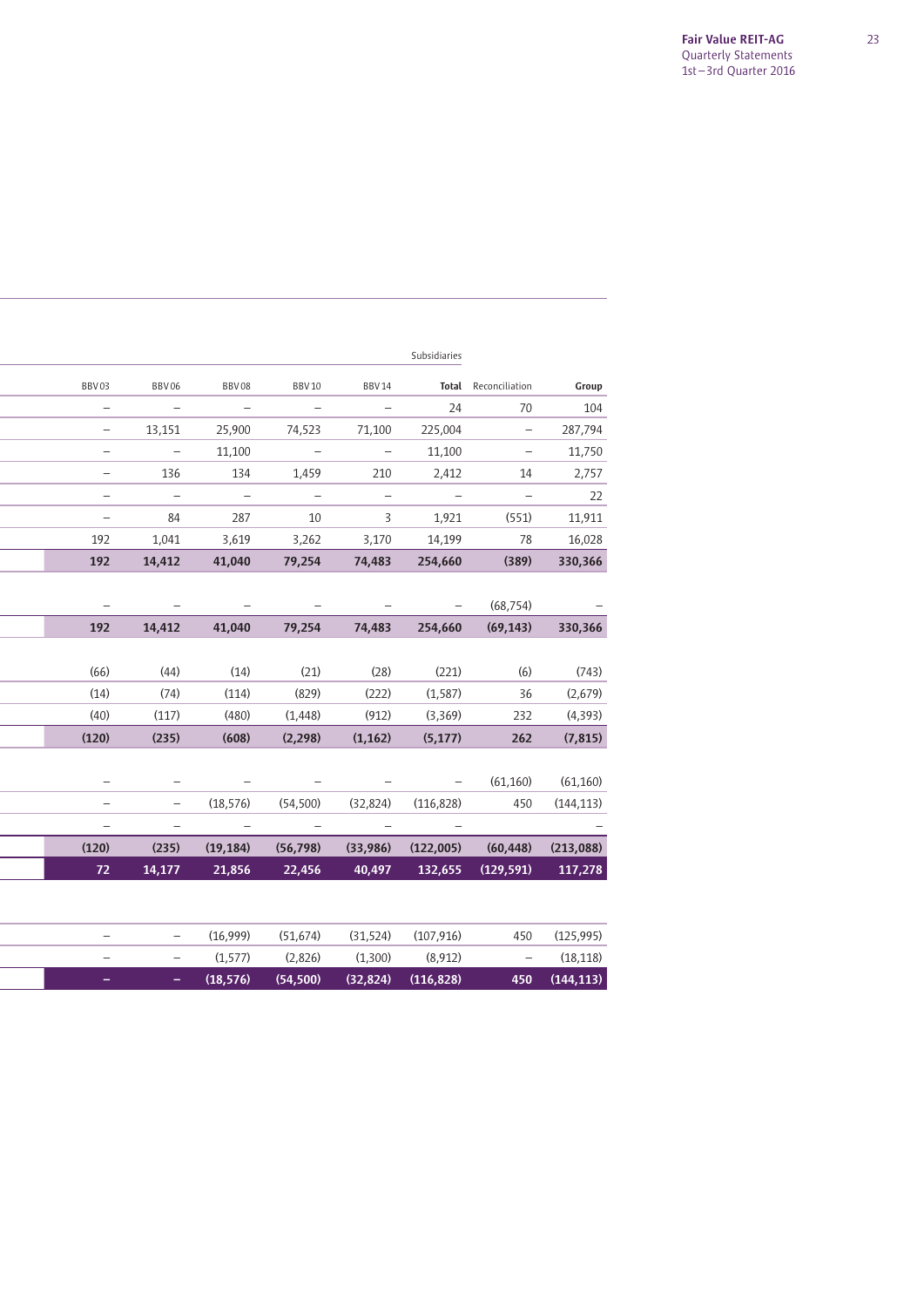| | | | | | Subsidiaries | | |
|---|---|---|---|---|---|---|---|
| BBV 03 | BBV 06 | BBV 08 | BBV 10 | BBV 14 | **Total** | Reconciliation | **Group** |
| – | – | – | – | – | 24 | 70 | 104 |
| – | 13,151 | 25,900 | 74,523 | 71,100 | 225,004 | – | 287,794 |
| – | – | 11,100 | – | – | 11,100 | – | 11,750 |
| – | 136 | 134 | 1,459 | 210 | 2,412 | 14 | 2,757 |
| – | – | – | – | – | – | – | 22 |
| – | 84 | 287 | 10 | 3 | 1,921 | (551) | 11,911 |
| 192 | 1,041 | 3,619 | 3,262 | 3,170 | 14,199 | 78 | 16,028 |
| **192** | **14,412** | **41,040** | **79,254** | **74,483** | **254,660** | **(389)** | **330,366** |
| – | – | – | – | – | – | (68,754) | – |
| **192** | **14,412** | **41,040** | **79,254** | **74,483** | **254,660** | **(69,143)** | **330,366** |
| (66) | (44) | (14) | (21) | (28) | (221) | (6) | (743) |
| (14) | (74) | (114) | (829) | (222) | (1,587) | 36 | (2,679) |
| (40) | (117) | (480) | (1,448) | (912) | (3,369) | 232 | (4,393) |
| **(120)** | **(235)** | **(608)** | **(2,298)** | **(1,162)** | **(5,177)** | **262** | **(7,815)** |
| – | – | – | – | – | – | (61,160) | (61,160) |
| – | – | (18,576) | (54,500) | (32,824) | (116,828) | 450 | (144,113) |
| – | – | – | – | – | – | | – |
| **(120)** | **(235)** | **(19,184)** | **(56,798)** | **(33,986)** | **(122,005)** | **(60,448)** | **(213,088)** |
| **72** | **14,177** | **21,856** | **22,456** | **40,497** | **132,655** | **(129,591)** | **117,278** |

| | | | | | | | |
|---|---|---|---|---|---|---|---|
| – | – | (16,999) | (51,674) | (31,524) | (107,916) | 450 | (125,995) |
| – | – | (1,577) | (2,826) | (1,300) | (8,912) | – | (18,118) |
| **–** | **–** | **(18,576)** | **(54,500)** | **(32,824)** | **(116,828)** | **450** | **(144,113)** |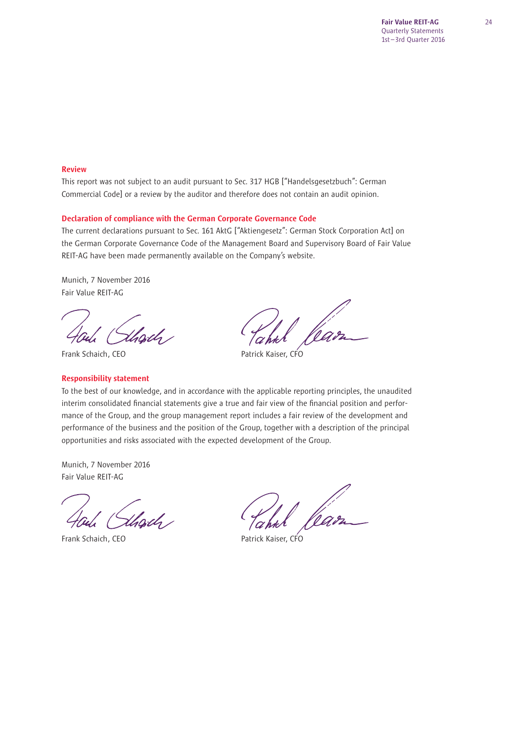## Review

This report was not subject to an audit pursuant to Sec. 317 HGB ["Handelsgesetzbuch": German Commercial Code] or a review by the auditor and therefore does not contain an audit opinion.

## Declaration of compliance with the German Corporate Governance Code

The current declarations pursuant to Sec. 161 AktG ["Aktiengesetz": German Stock Corporation Act] on the German Corporate Governance Code of the Management Board and Supervisory Board of Fair Value REIT-AG have been made permanently available on the Company's website.

Munich, 7 November 2016
Fair Value REIT-AG

Frank Schaich, CEO

Patrick Kaiser, CFO

## Responsibility statement

To the best of our knowledge, and in accordance with the applicable reporting principles, the unaudited interim consolidated financial statements give a true and fair view of the financial position and performance of the Group, and the group management report includes a fair review of the development and performance of the business and the position of the Group, together with a description of the principal opportunities and risks associated with the expected development of the Group.

Munich, 7 November 2016
Fair Value REIT-AG

Frank Schaich, CEO

Patrick Kaiser, CFO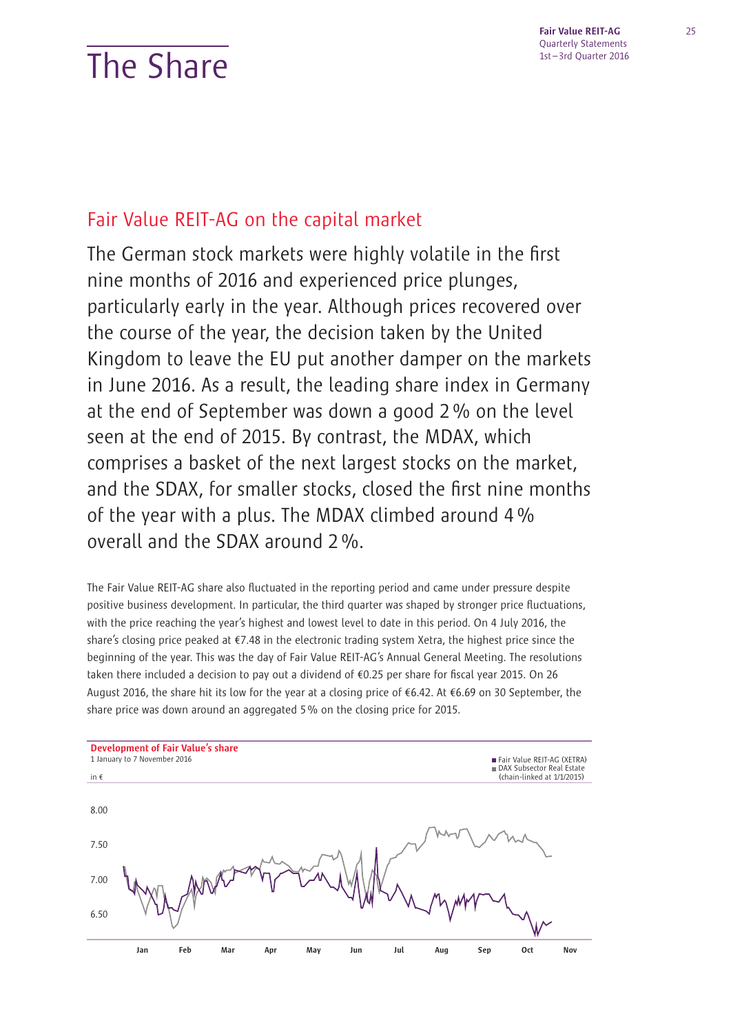# The Share

## Fair Value REIT-AG on the capital market

The German stock markets were highly volatile in the first nine months of 2016 and experienced price plunges, particularly early in the year. Although prices recovered over the course of the year, the decision taken by the United Kingdom to leave the EU put another damper on the markets in June 2016. As a result, the leading share index in Germany at the end of September was down a good 2 % on the level seen at the end of 2015. By contrast, the MDAX, which comprises a basket of the next largest stocks on the market, and the SDAX, for smaller stocks, closed the first nine months of the year with a plus. The MDAX climbed around 4 % overall and the SDAX around 2 %.

The Fair Value REIT-AG share also fluctuated in the reporting period and came under pressure despite positive business development. In particular, the third quarter was shaped by stronger price fluctuations, with the price reaching the year's highest and lowest level to date in this period. On 4 July 2016, the share's closing price peaked at €7.48 in the electronic trading system Xetra, the highest price since the beginning of the year. This was the day of Fair Value REIT-AG's Annual General Meeting. The resolutions taken there included a decision to pay out a dividend of €0.25 per share for fiscal year 2015. On 26 August 2016, the share hit its low for the year at a closing price of €6.42. At €6.69 on 30 September, the share price was down around an aggregated 5 % on the closing price for 2015.

**Development of Fair Value's share**
1 January to 7 November 2016
in €

■ Fair Value REIT-AG (XETRA)
■ DAX Subsector Real Estate (chain-linked at 1/1/2015)

8.00
7.50
7.00
6.50

Jan Feb Mar Apr May Jun Jul Aug Sep Oct Nov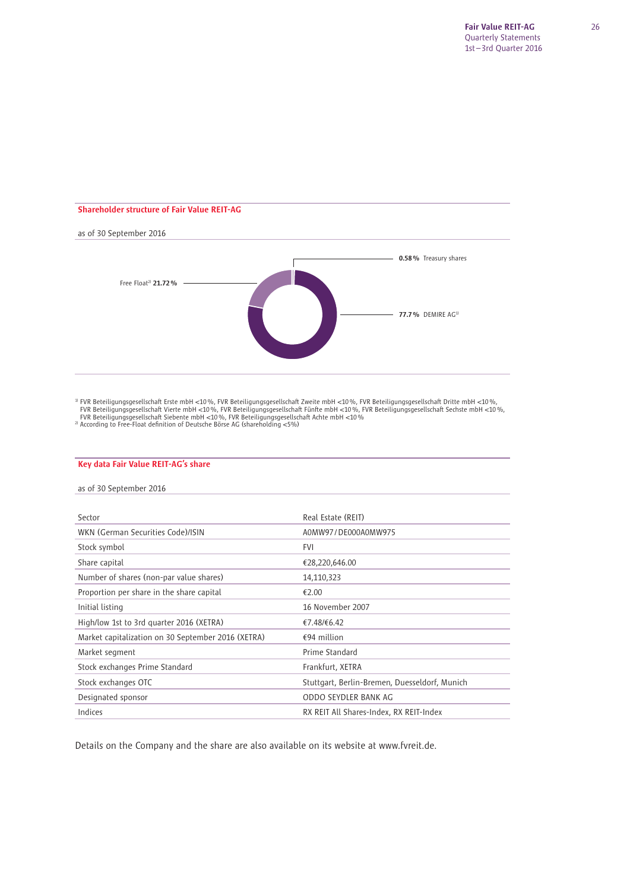## Shareholder structure of Fair Value REIT-AG

as of 30 September 2016

- Free Float[2] **21.72 %**
- **0.58 %** Treasury shares
- **77.7 %** DEMIRE AG[1]

[1] FVR Beteiligungsgesellschaft Erste mbH <10 %, FVR Beteiligungsgesellschaft Zweite mbH <10 %, FVR Beteiligungsgesellschaft Dritte mbH <10 %, FVR Beteiligungsgesellschaft Vierte mbH <10 %, FVR Beteiligungsgesellschaft Fünfte mbH <10 %, FVR Beteiligungsgesellschaft Sechste mbH <10 %, FVR Beteiligungsgesellschaft Siebente mbH <10 %, FVR Beteiligungsgesellschaft Achte mbH <10 %

[2] According to Free-Float definition of Deutsche Börse AG (shareholding <5%)

## Key data Fair Value REIT-AG's share

as of 30 September 2016

| | |
|---|---|
| Sector | Real Estate (REIT) |
| WKN (German Securities Code)/ISIN | A0MW97 / DE000A0MW975 |
| Stock symbol | FVI |
| Share capital | €28,220,646.00 |
| Number of shares (non-par value shares) | 14,110,323 |
| Proportion per share in the share capital | €2.00 |
| Initial listing | 16 November 2007 |
| High/low 1st to 3rd quarter 2016 (XETRA) | €7.48/€6.42 |
| Market capitalization on 30 September 2016 (XETRA) | €94 million |
| Market segment | Prime Standard |
| Stock exchanges Prime Standard | Frankfurt, XETRA |
| Stock exchanges OTC | Stuttgart, Berlin-Bremen, Duesseldorf, Munich |
| Designated sponsor | ODDO SEYDLER BANK AG |
| Indices | RX REIT All Shares-Index, RX REIT-Index |

Details on the Company and the share are also available on its website at www.fvreit.de.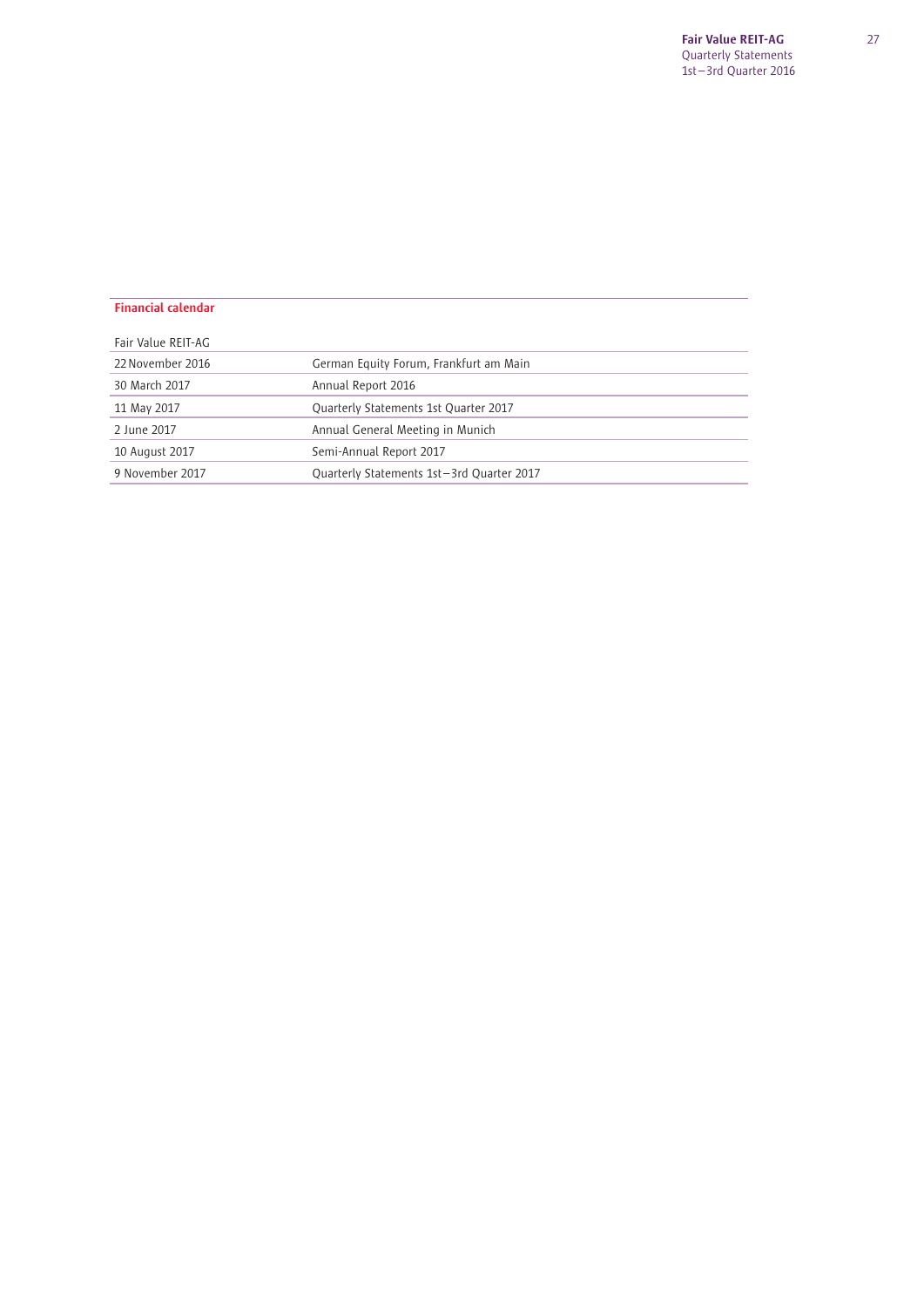## Financial calendar

| Fair Value REIT-AG | |
|---|---|
| 22 November 2016 | German Equity Forum, Frankfurt am Main |
| 30 March 2017 | Annual Report 2016 |
| 11 May 2017 | Quarterly Statements 1st Quarter 2017 |
| 2 June 2017 | Annual General Meeting in Munich |
| 10 August 2017 | Semi-Annual Report 2017 |
| 9 November 2017 | Quarterly Statements 1st – 3rd Quarter 2017 |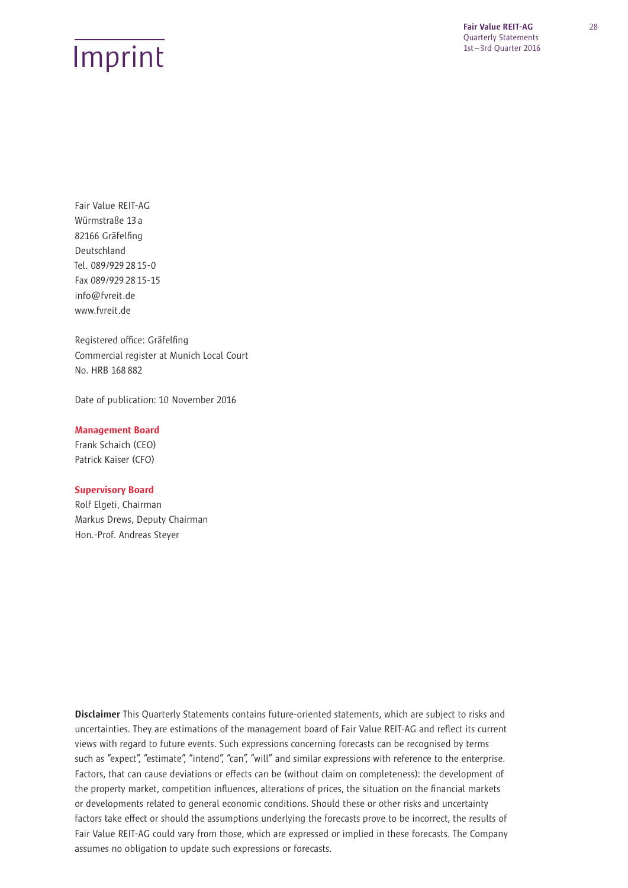# Imprint

Fair Value REIT-AG
Würmstraße 13 a
82166 Gräfelfing
Deutschland
Tel. 089/929 28 15-0
Fax 089/929 28 15-15
info@fvreit.de
www.fvreit.de

Registered office: Gräfelfing
Commercial register at Munich Local Court
No. HRB 168 882

Date of publication: 10 November 2016

**Management Board**
Frank Schaich (CEO)
Patrick Kaiser (CFO)

**Supervisory Board**
Rolf Elgeti, Chairman
Markus Drews, Deputy Chairman
Hon.-Prof. Andreas Steyer

**Disclaimer** This Quarterly Statements contains future-oriented statements, which are subject to risks and uncertainties. They are estimations of the management board of Fair Value REIT-AG and reflect its current views with regard to future events. Such expressions concerning forecasts can be recognised by terms such as "expect", "estimate", "intend", "can", "will" and similar expressions with reference to the enterprise. Factors, that can cause deviations or effects can be (without claim on completeness): the development of the property market, competition influences, alterations of prices, the situation on the financial markets or developments related to general economic conditions. Should these or other risks and uncertainty factors take effect or should the assumptions underlying the forecasts prove to be incorrect, the results of Fair Value REIT-AG could vary from those, which are expressed or implied in these forecasts. The Company assumes no obligation to update such expressions or forecasts.